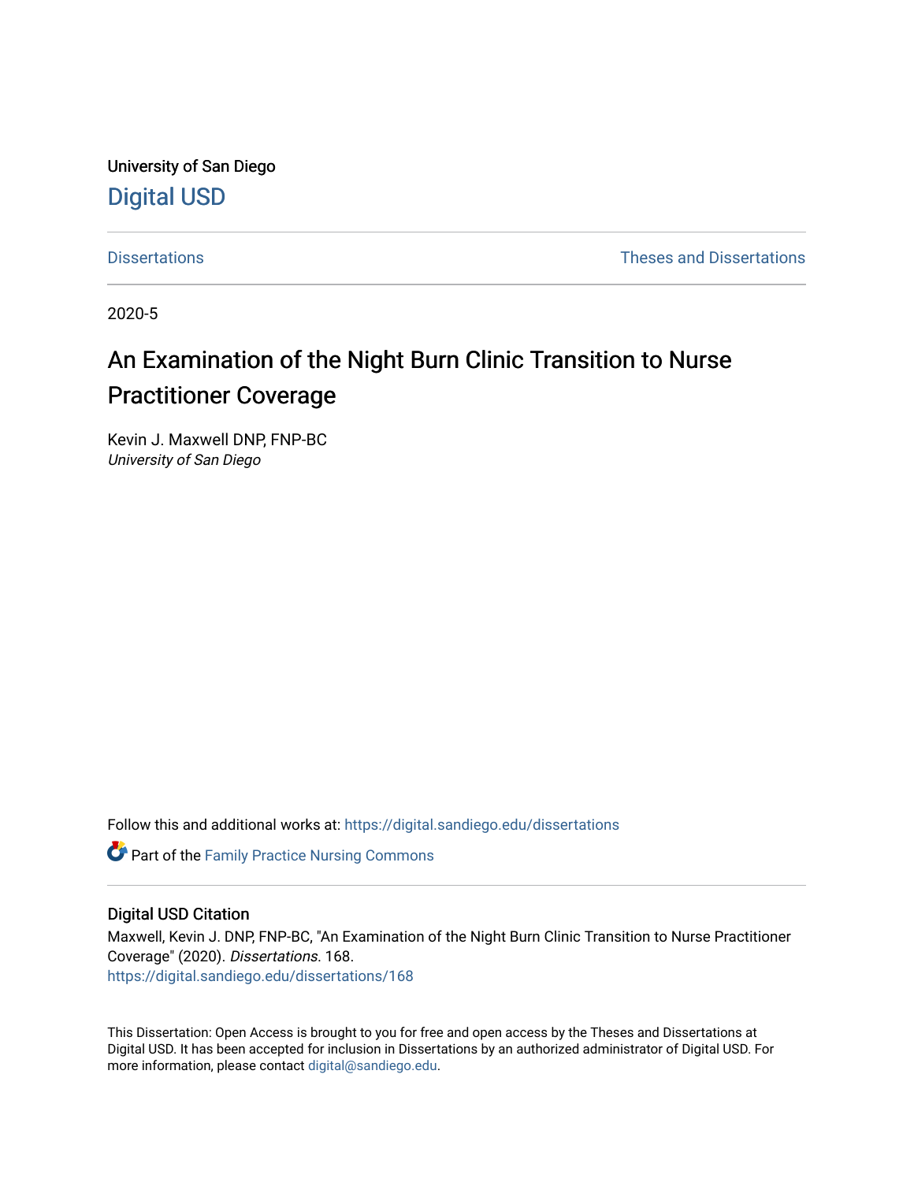University of San Diego

# Digital USD

Dissertations | Theses and Dissertations
--- | ---

2020-5

## An Examination of the Night Burn Clinic Transition to Nurse Practitioner Coverage

Kevin J. Maxwell DNP, FNP-BC
*University of San Diego*

Follow this and additional works at: https://digital.sandiego.edu/dissertations

Part of the Family Practice Nursing Commons

### Digital USD Citation

Maxwell, Kevin J. DNP, FNP-BC, "An Examination of the Night Burn Clinic Transition to Nurse Practitioner Coverage" (2020). *Dissertations*. 168.
https://digital.sandiego.edu/dissertations/168

This Dissertation: Open Access is brought to you for free and open access by the Theses and Dissertations at Digital USD. It has been accepted for inclusion in Dissertations by an authorized administrator of Digital USD. For more information, please contact digital@sandiego.edu.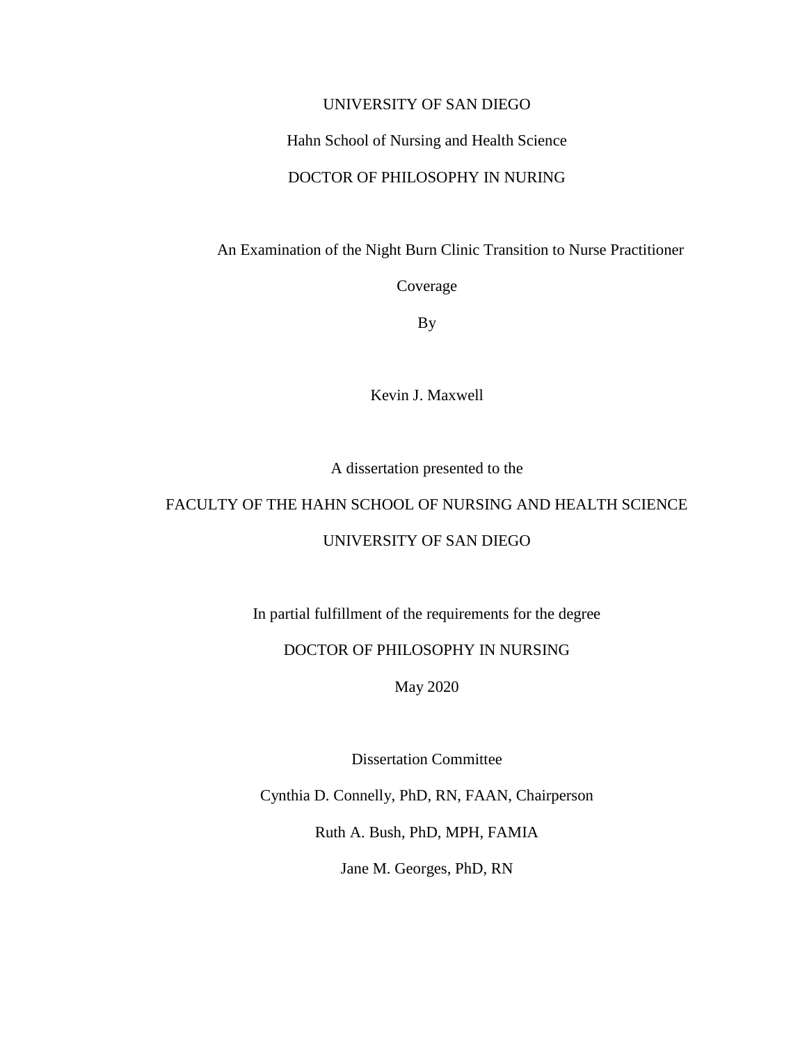UNIVERSITY OF SAN DIEGO

Hahn School of Nursing and Health Science

DOCTOR OF PHILOSOPHY IN NURING

An Examination of the Night Burn Clinic Transition to Nurse Practitioner Coverage

By

Kevin J. Maxwell

A dissertation presented to the

FACULTY OF THE HAHN SCHOOL OF NURSING AND HEALTH SCIENCE

UNIVERSITY OF SAN DIEGO

In partial fulfillment of the requirements for the degree

DOCTOR OF PHILOSOPHY IN NURSING

May 2020

Dissertation Committee

Cynthia D. Connelly, PhD, RN, FAAN, Chairperson

Ruth A. Bush, PhD, MPH, FAMIA

Jane M. Georges, PhD, RN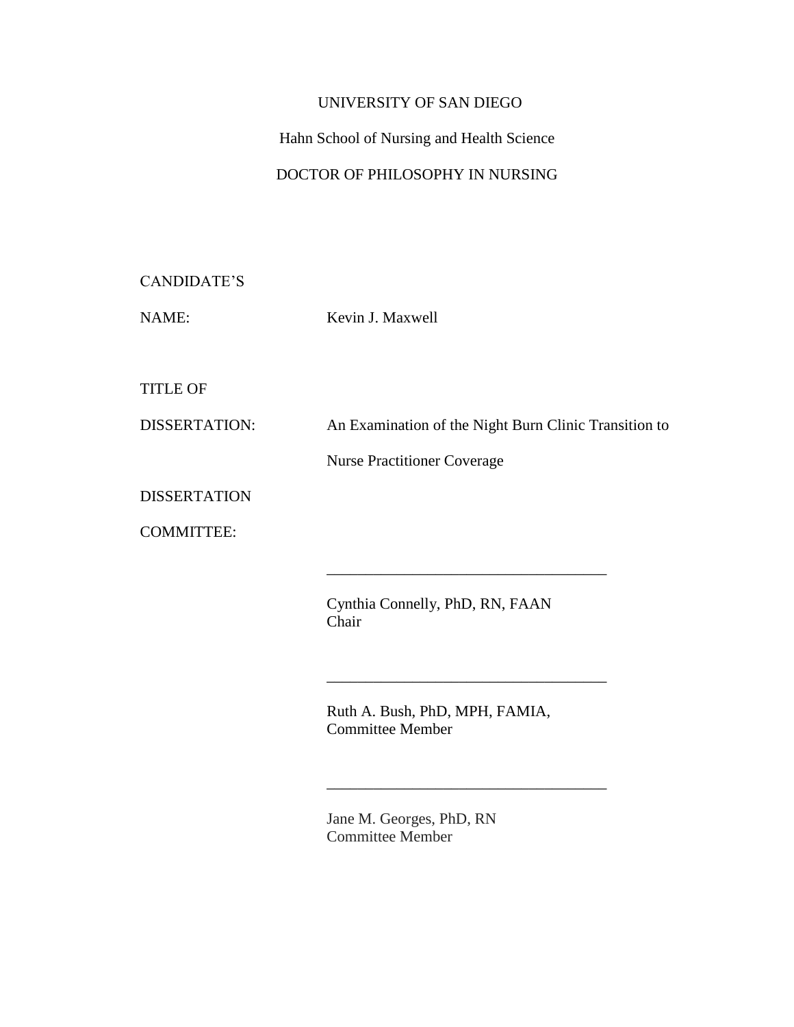UNIVERSITY OF SAN DIEGO

Hahn School of Nursing and Health Science

DOCTOR OF PHILOSOPHY IN NURSING

CANDIDATE'S

NAME: Kevin J. Maxwell

TITLE OF

DISSERTATION: An Examination of the Night Burn Clinic Transition to Nurse Practitioner Coverage

DISSERTATION

COMMITTEE:

\_\_\_\_\_\_\_\_\_\_\_\_\_\_\_\_\_\_\_\_\_\_\_\_\_\_\_\_\_\_\_\_\_\_\_

Cynthia Connelly, PhD, RN, FAAN
Chair

\_\_\_\_\_\_\_\_\_\_\_\_\_\_\_\_\_\_\_\_\_\_\_\_\_\_\_\_\_\_\_\_\_\_\_

Ruth A. Bush, PhD, MPH, FAMIA,
Committee Member

\_\_\_\_\_\_\_\_\_\_\_\_\_\_\_\_\_\_\_\_\_\_\_\_\_\_\_\_\_\_\_\_\_\_\_

Jane M. Georges, PhD, RN
Committee Member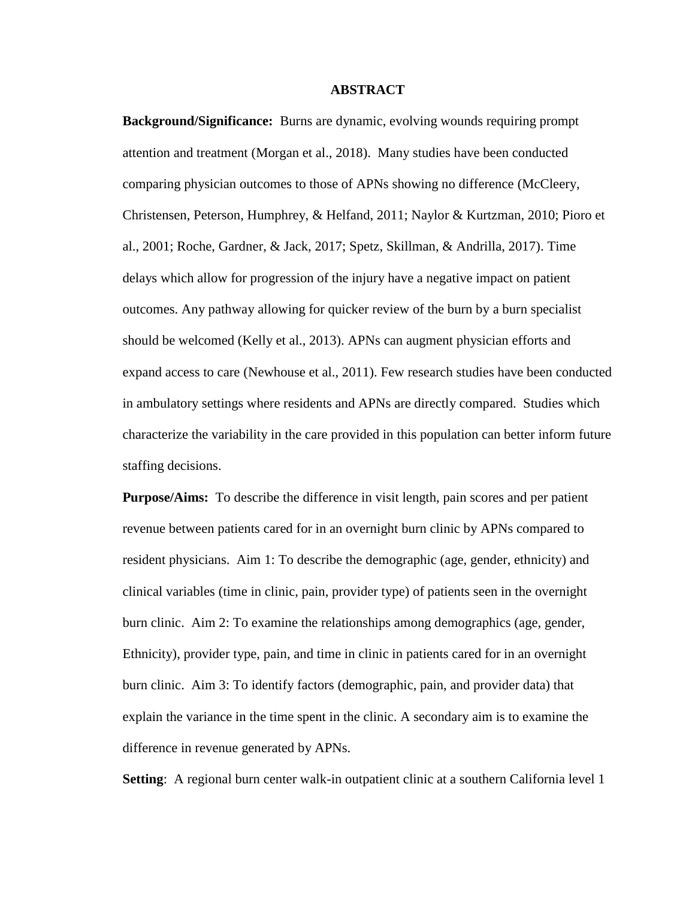# ABSTRACT

**Background/Significance:** Burns are dynamic, evolving wounds requiring prompt attention and treatment (Morgan et al., 2018). Many studies have been conducted comparing physician outcomes to those of APNs showing no difference (McCleery, Christensen, Peterson, Humphrey, & Helfand, 2011; Naylor & Kurtzman, 2010; Pioro et al., 2001; Roche, Gardner, & Jack, 2017; Spetz, Skillman, & Andrilla, 2017). Time delays which allow for progression of the injury have a negative impact on patient outcomes. Any pathway allowing for quicker review of the burn by a burn specialist should be welcomed (Kelly et al., 2013). APNs can augment physician efforts and expand access to care (Newhouse et al., 2011). Few research studies have been conducted in ambulatory settings where residents and APNs are directly compared. Studies which characterize the variability in the care provided in this population can better inform future staffing decisions.

**Purpose/Aims:** To describe the difference in visit length, pain scores and per patient revenue between patients cared for in an overnight burn clinic by APNs compared to resident physicians. Aim 1: To describe the demographic (age, gender, ethnicity) and clinical variables (time in clinic, pain, provider type) of patients seen in the overnight burn clinic. Aim 2: To examine the relationships among demographics (age, gender, Ethnicity), provider type, pain, and time in clinic in patients cared for in an overnight burn clinic. Aim 3: To identify factors (demographic, pain, and provider data) that explain the variance in the time spent in the clinic. A secondary aim is to examine the difference in revenue generated by APNs.

**Setting**: A regional burn center walk-in outpatient clinic at a southern California level 1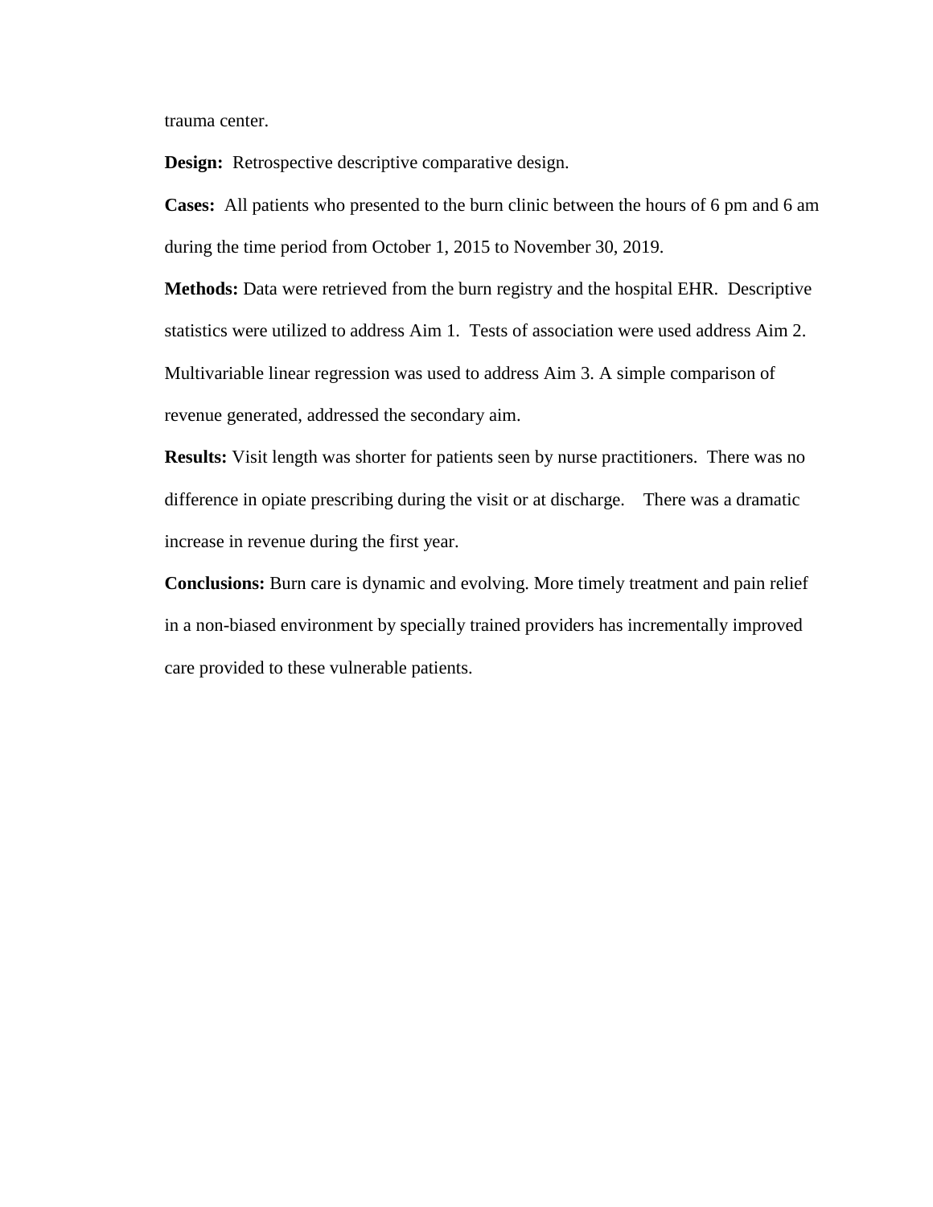trauma center.

**Design:** Retrospective descriptive comparative design.

**Cases:** All patients who presented to the burn clinic between the hours of 6 pm and 6 am during the time period from October 1, 2015 to November 30, 2019.

**Methods:** Data were retrieved from the burn registry and the hospital EHR. Descriptive statistics were utilized to address Aim 1. Tests of association were used address Aim 2. Multivariable linear regression was used to address Aim 3. A simple comparison of revenue generated, addressed the secondary aim.

**Results:** Visit length was shorter for patients seen by nurse practitioners. There was no difference in opiate prescribing during the visit or at discharge. There was a dramatic increase in revenue during the first year.

**Conclusions:** Burn care is dynamic and evolving. More timely treatment and pain relief in a non-biased environment by specially trained providers has incrementally improved care provided to these vulnerable patients.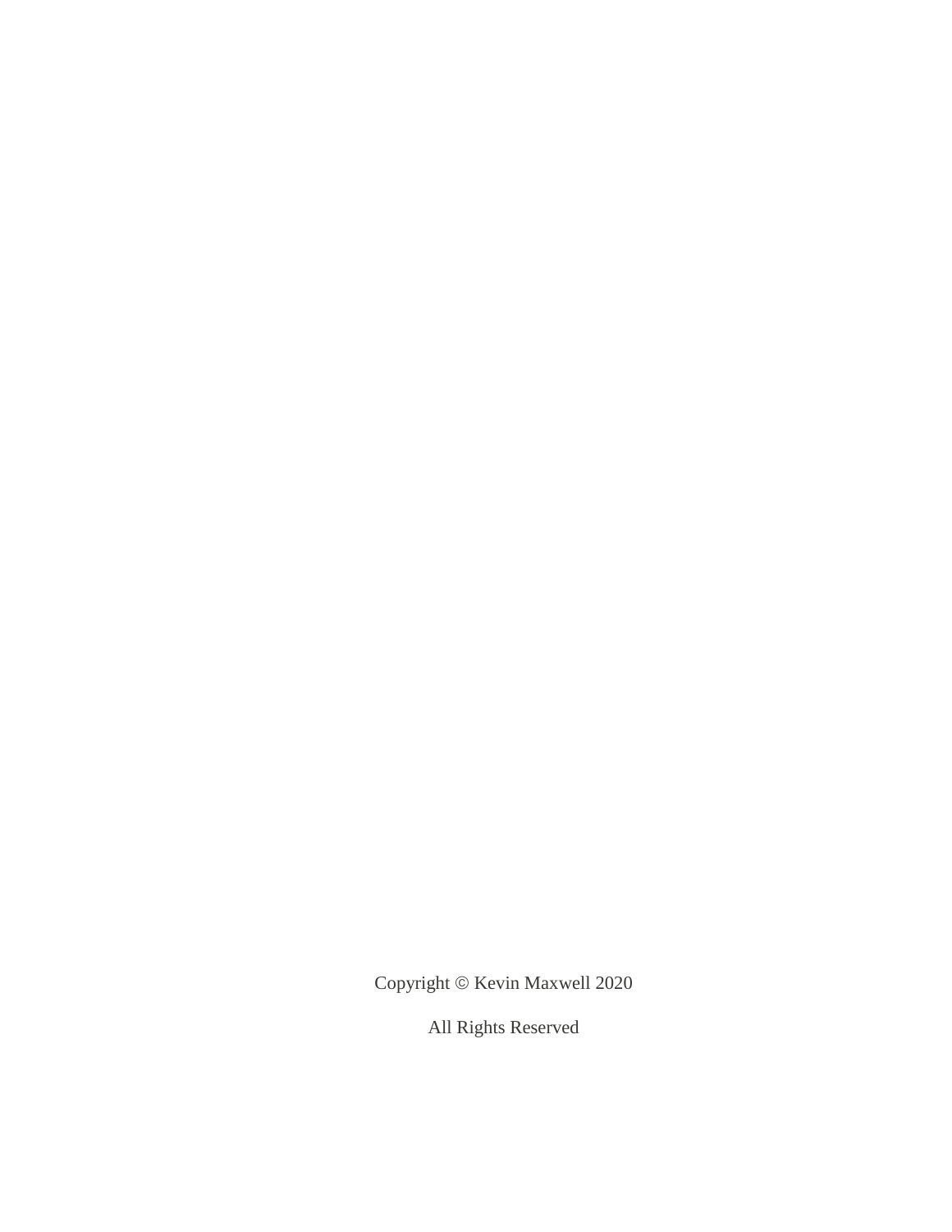Copyright © Kevin Maxwell 2020

All Rights Reserved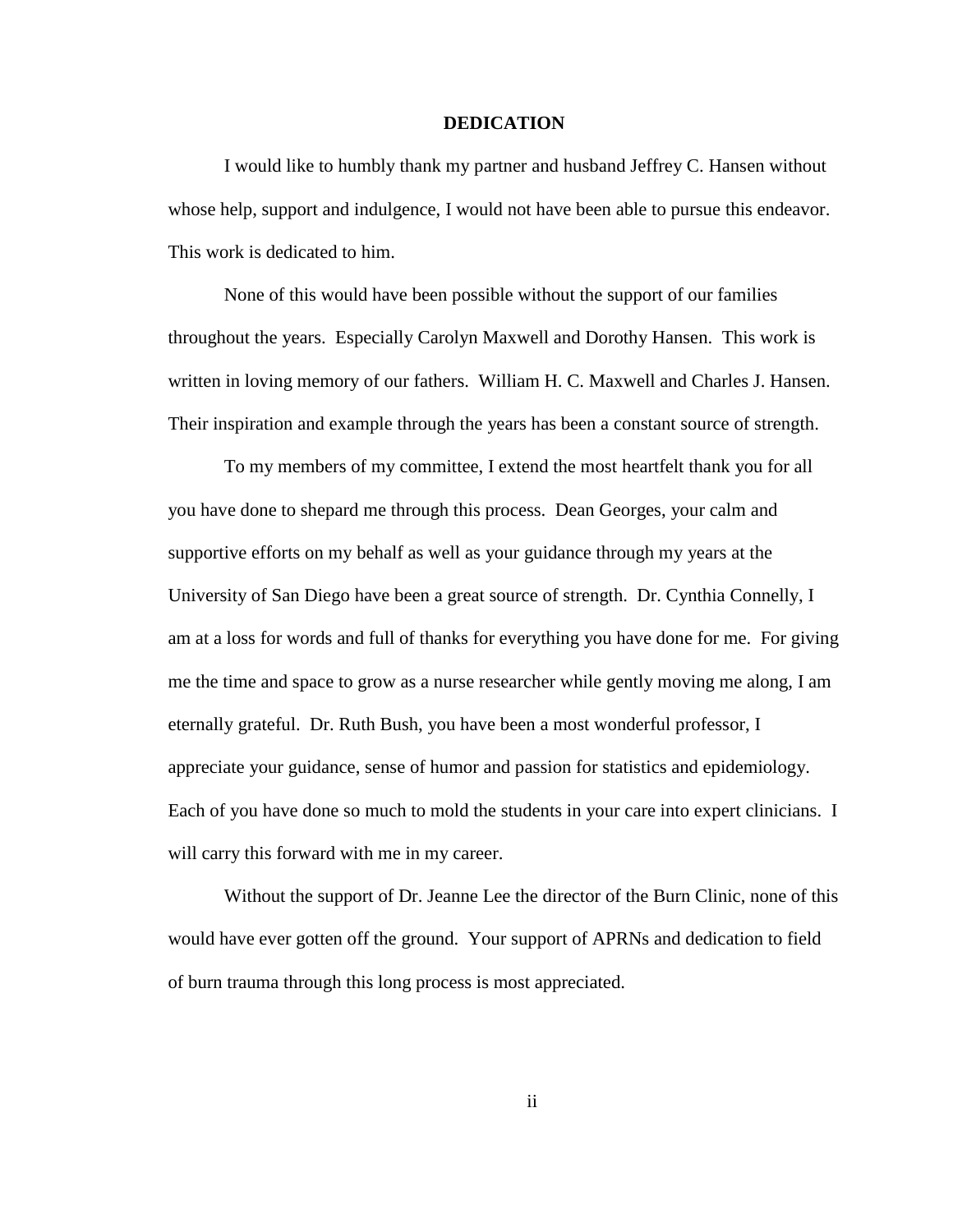# DEDICATION

I would like to humbly thank my partner and husband Jeffrey C. Hansen without whose help, support and indulgence, I would not have been able to pursue this endeavor. This work is dedicated to him.

None of this would have been possible without the support of our families throughout the years. Especially Carolyn Maxwell and Dorothy Hansen. This work is written in loving memory of our fathers. William H. C. Maxwell and Charles J. Hansen. Their inspiration and example through the years has been a constant source of strength.

To my members of my committee, I extend the most heartfelt thank you for all you have done to shepard me through this process. Dean Georges, your calm and supportive efforts on my behalf as well as your guidance through my years at the University of San Diego have been a great source of strength. Dr. Cynthia Connelly, I am at a loss for words and full of thanks for everything you have done for me. For giving me the time and space to grow as a nurse researcher while gently moving me along, I am eternally grateful. Dr. Ruth Bush, you have been a most wonderful professor, I appreciate your guidance, sense of humor and passion for statistics and epidemiology. Each of you have done so much to mold the students in your care into expert clinicians. I will carry this forward with me in my career.

Without the support of Dr. Jeanne Lee the director of the Burn Clinic, none of this would have ever gotten off the ground. Your support of APRNs and dedication to field of burn trauma through this long process is most appreciated.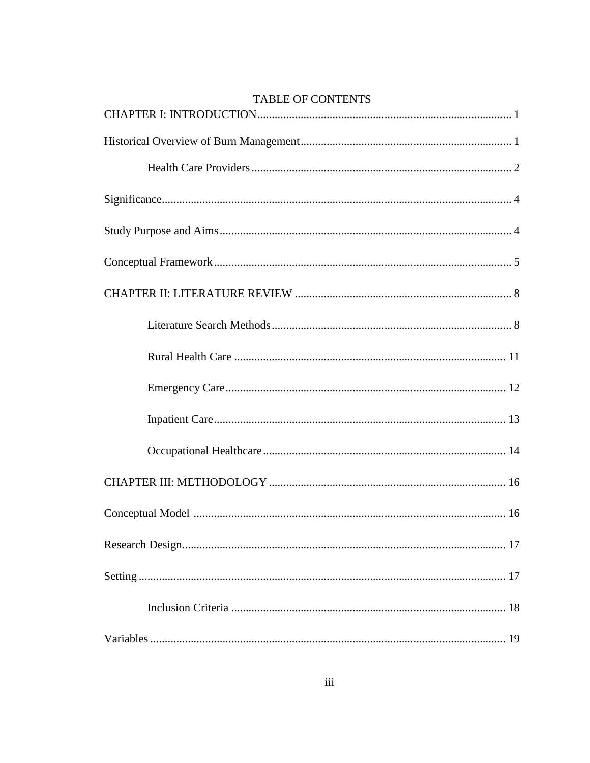TABLE OF CONTENTS

CHAPTER I: INTRODUCTION ........................................................................................ 1

Historical Overview of Burn Management ......................................................................... 1

Health Care Providers ........................................................................................... 2

Significance ......................................................................................................................... 4

Study Purpose and Aims ..................................................................................................... 4

Conceptual Framework ....................................................................................................... 5

CHAPTER II: LITERATURE REVIEW ........................................................................... 8

Literature Search Methods .................................................................................... 8

Rural Health Care ............................................................................................... 11

Emergency Care .................................................................................................. 12

Inpatient Care ...................................................................................................... 13

Occupational Healthcare ..................................................................................... 14

CHAPTER III: METHODOLOGY .................................................................................. 16

Conceptual Model ............................................................................................................ 16

Research Design ................................................................................................................ 17

Setting ............................................................................................................................... 17

Inclusion Criteria ................................................................................................ 18

Variables ........................................................................................................................... 19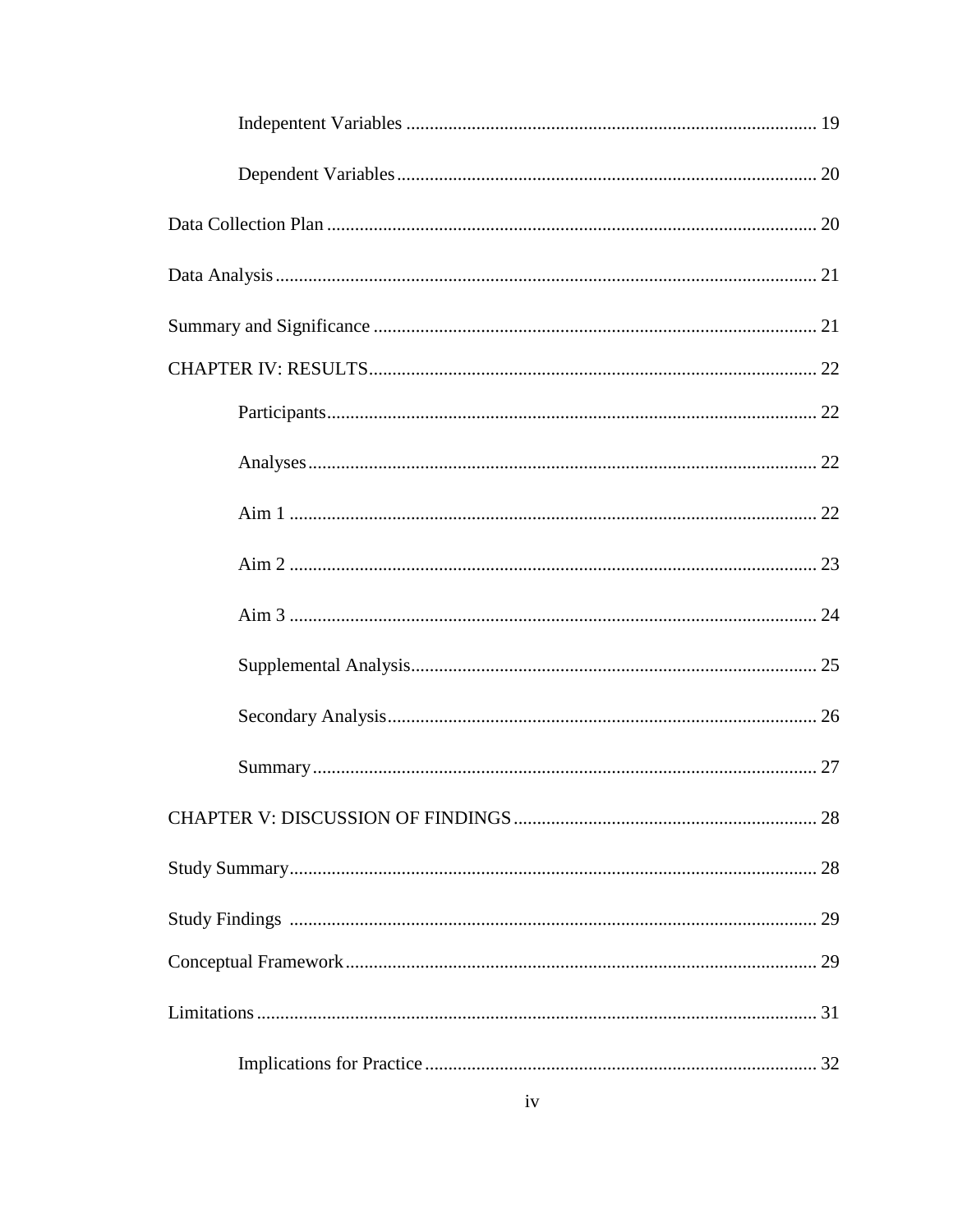Indepentent Variables ........................................................................................ 19

Dependent Variables .......................................................................................... 20

Data Collection Plan ............................................................................................................ 20

Data Analysis ........................................................................................................................ 21

Summary and Significance ................................................................................................. 21

CHAPTER IV: RESULTS ..................................................................................................... 22

Participants .......................................................................................................... 22

Analyses ............................................................................................................... 22

Aim 1 ................................................................................................................... 22

Aim 2 ................................................................................................................... 23

Aim 3 ................................................................................................................... 24

Supplemental Analysis ........................................................................................ 25

Secondary Analysis ............................................................................................. 26

Summary .............................................................................................................. 27

CHAPTER V: DISCUSSION OF FINDINGS ..................................................................... 28

Study Summary ..................................................................................................................... 28

Study Findings ...................................................................................................................... 29

Conceptual Framework ........................................................................................................ 29

Limitations ............................................................................................................................ 31

Implications for Practice ...................................................................................... 32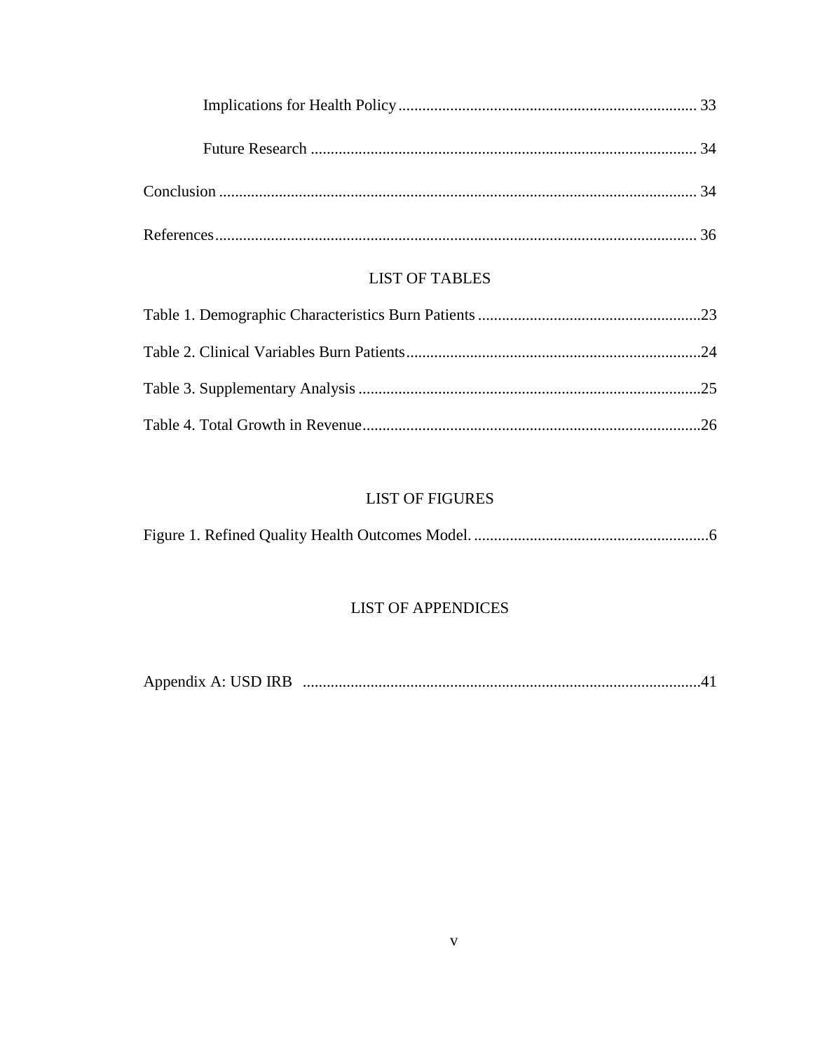Implications for Health Policy .......... 33

Future Research .......... 34

Conclusion .......... 34

References .......... 36

## LIST OF TABLES

Table 1. Demographic Characteristics Burn Patients .......... 23

Table 2. Clinical Variables Burn Patients .......... 24

Table 3. Supplementary Analysis .......... 25

Table 4. Total Growth in Revenue .......... 26

## LIST OF FIGURES

Figure 1. Refined Quality Health Outcomes Model. .......... 6

## LIST OF APPENDICES

Appendix A: USD IRB .......... 41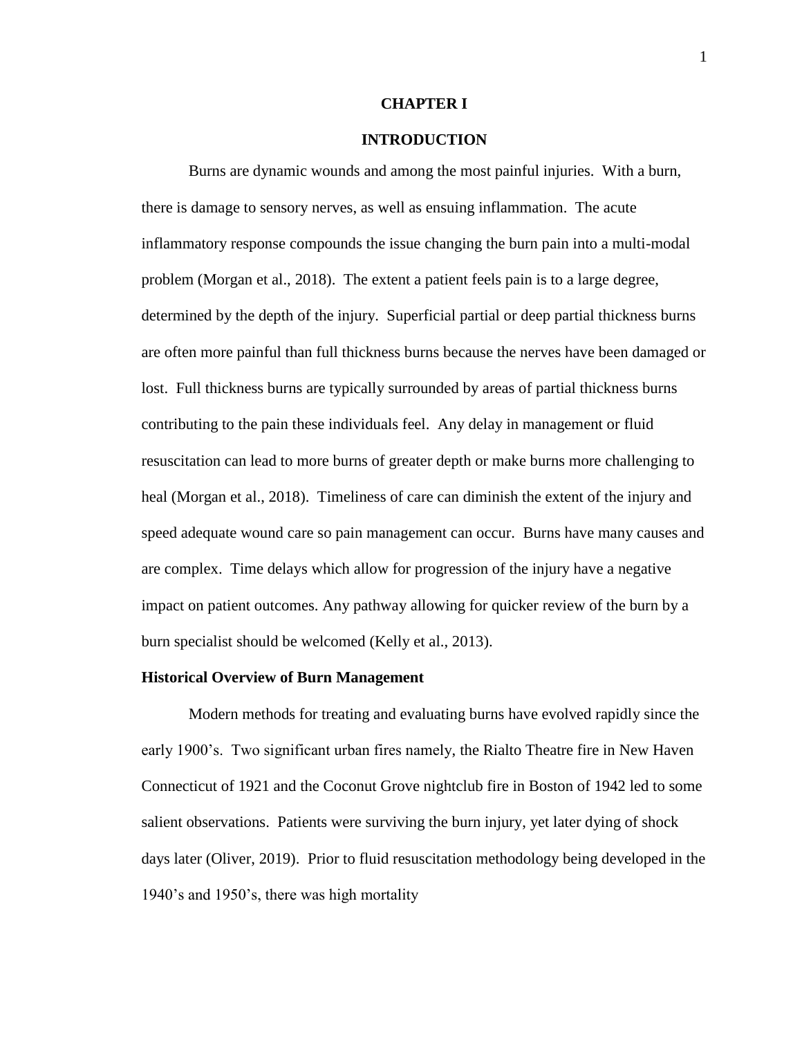# CHAPTER I

# INTRODUCTION

Burns are dynamic wounds and among the most painful injuries. With a burn, there is damage to sensory nerves, as well as ensuing inflammation. The acute inflammatory response compounds the issue changing the burn pain into a multi-modal problem (Morgan et al., 2018). The extent a patient feels pain is to a large degree, determined by the depth of the injury. Superficial partial or deep partial thickness burns are often more painful than full thickness burns because the nerves have been damaged or lost. Full thickness burns are typically surrounded by areas of partial thickness burns contributing to the pain these individuals feel. Any delay in management or fluid resuscitation can lead to more burns of greater depth or make burns more challenging to heal (Morgan et al., 2018). Timeliness of care can diminish the extent of the injury and speed adequate wound care so pain management can occur. Burns have many causes and are complex. Time delays which allow for progression of the injury have a negative impact on patient outcomes. Any pathway allowing for quicker review of the burn by a burn specialist should be welcomed (Kelly et al., 2013).

## Historical Overview of Burn Management

Modern methods for treating and evaluating burns have evolved rapidly since the early 1900's. Two significant urban fires namely, the Rialto Theatre fire in New Haven Connecticut of 1921 and the Coconut Grove nightclub fire in Boston of 1942 led to some salient observations. Patients were surviving the burn injury, yet later dying of shock days later (Oliver, 2019). Prior to fluid resuscitation methodology being developed in the 1940's and 1950's, there was high mortality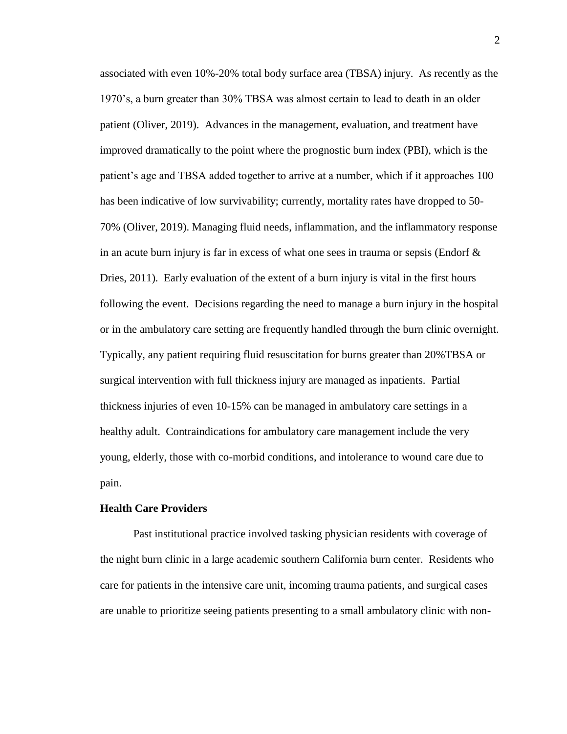associated with even 10%-20% total body surface area (TBSA) injury. As recently as the 1970's, a burn greater than 30% TBSA was almost certain to lead to death in an older patient (Oliver, 2019). Advances in the management, evaluation, and treatment have improved dramatically to the point where the prognostic burn index (PBI), which is the patient's age and TBSA added together to arrive at a number, which if it approaches 100 has been indicative of low survivability; currently, mortality rates have dropped to 50-70% (Oliver, 2019). Managing fluid needs, inflammation, and the inflammatory response in an acute burn injury is far in excess of what one sees in trauma or sepsis (Endorf & Dries, 2011). Early evaluation of the extent of a burn injury is vital in the first hours following the event. Decisions regarding the need to manage a burn injury in the hospital or in the ambulatory care setting are frequently handled through the burn clinic overnight. Typically, any patient requiring fluid resuscitation for burns greater than 20%TBSA or surgical intervention with full thickness injury are managed as inpatients. Partial thickness injuries of even 10-15% can be managed in ambulatory care settings in a healthy adult. Contraindications for ambulatory care management include the very young, elderly, those with co-morbid conditions, and intolerance to wound care due to pain.

**Health Care Providers**

Past institutional practice involved tasking physician residents with coverage of the night burn clinic in a large academic southern California burn center. Residents who care for patients in the intensive care unit, incoming trauma patients, and surgical cases are unable to prioritize seeing patients presenting to a small ambulatory clinic with non-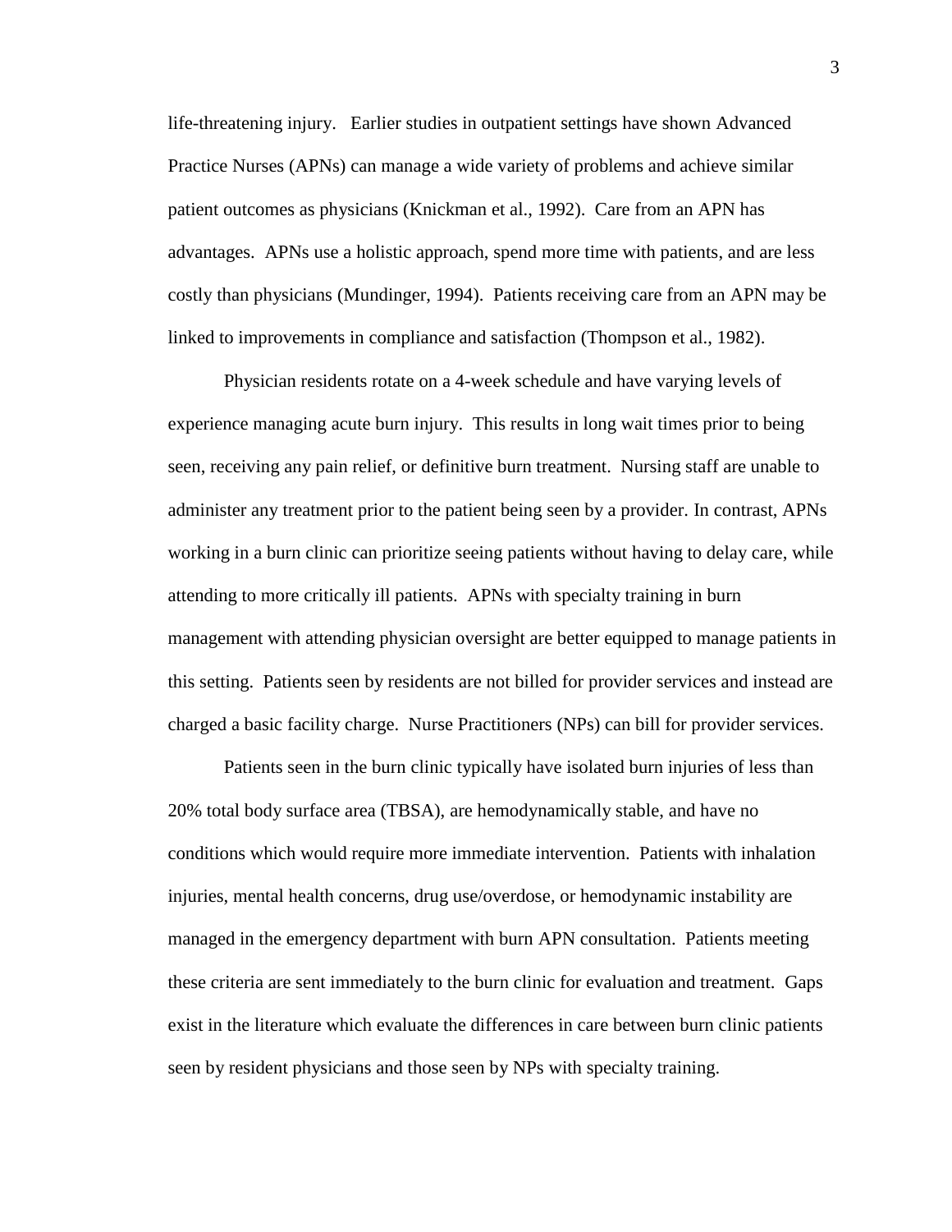life-threatening injury. Earlier studies in outpatient settings have shown Advanced Practice Nurses (APNs) can manage a wide variety of problems and achieve similar patient outcomes as physicians (Knickman et al., 1992). Care from an APN has advantages. APNs use a holistic approach, spend more time with patients, and are less costly than physicians (Mundinger, 1994). Patients receiving care from an APN may be linked to improvements in compliance and satisfaction (Thompson et al., 1982).

Physician residents rotate on a 4-week schedule and have varying levels of experience managing acute burn injury. This results in long wait times prior to being seen, receiving any pain relief, or definitive burn treatment. Nursing staff are unable to administer any treatment prior to the patient being seen by a provider. In contrast, APNs working in a burn clinic can prioritize seeing patients without having to delay care, while attending to more critically ill patients. APNs with specialty training in burn management with attending physician oversight are better equipped to manage patients in this setting. Patients seen by residents are not billed for provider services and instead are charged a basic facility charge. Nurse Practitioners (NPs) can bill for provider services.

Patients seen in the burn clinic typically have isolated burn injuries of less than 20% total body surface area (TBSA), are hemodynamically stable, and have no conditions which would require more immediate intervention. Patients with inhalation injuries, mental health concerns, drug use/overdose, or hemodynamic instability are managed in the emergency department with burn APN consultation. Patients meeting these criteria are sent immediately to the burn clinic for evaluation and treatment. Gaps exist in the literature which evaluate the differences in care between burn clinic patients seen by resident physicians and those seen by NPs with specialty training.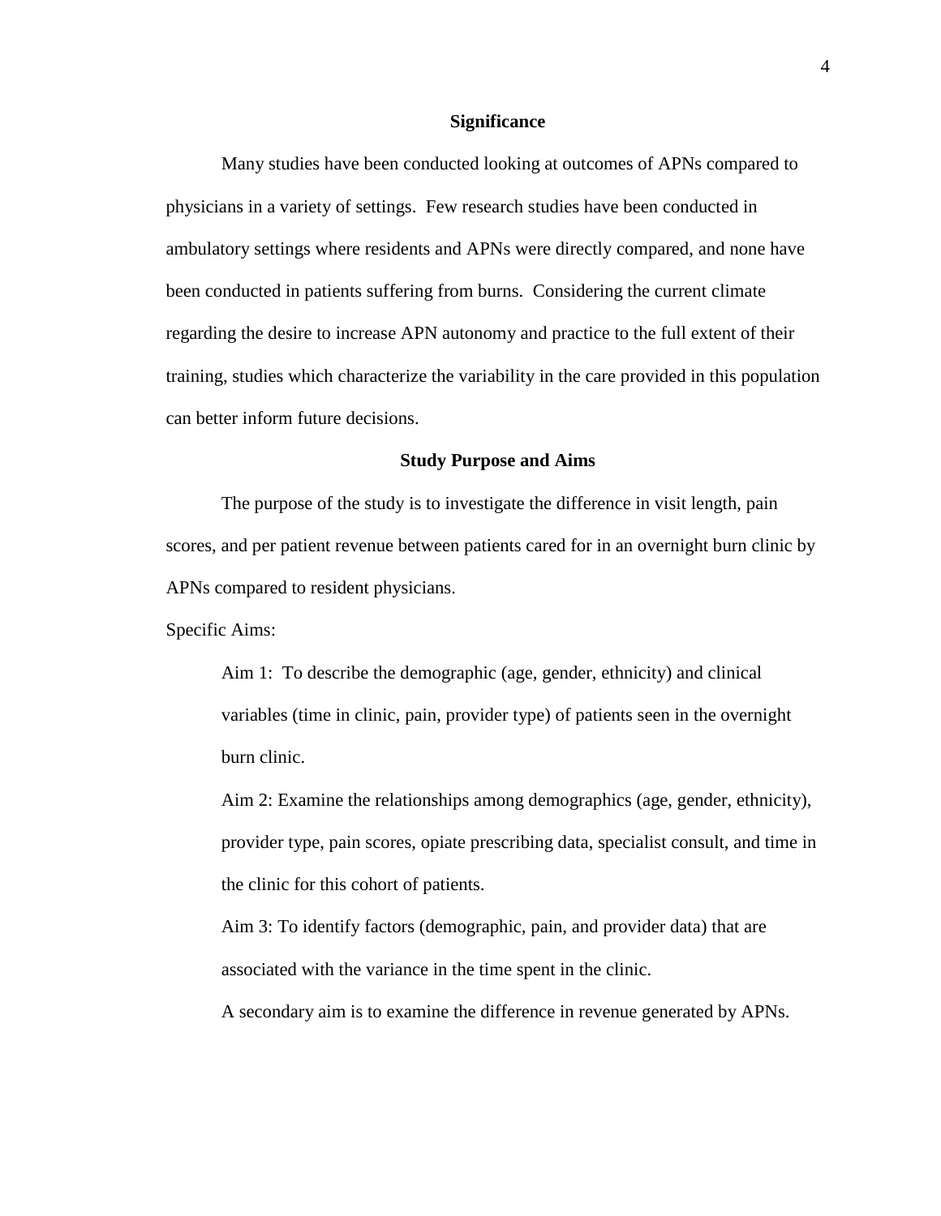## Significance

Many studies have been conducted looking at outcomes of APNs compared to physicians in a variety of settings. Few research studies have been conducted in ambulatory settings where residents and APNs were directly compared, and none have been conducted in patients suffering from burns. Considering the current climate regarding the desire to increase APN autonomy and practice to the full extent of their training, studies which characterize the variability in the care provided in this population can better inform future decisions.

## Study Purpose and Aims

The purpose of the study is to investigate the difference in visit length, pain scores, and per patient revenue between patients cared for in an overnight burn clinic by APNs compared to resident physicians.

Specific Aims:

Aim 1: To describe the demographic (age, gender, ethnicity) and clinical variables (time in clinic, pain, provider type) of patients seen in the overnight burn clinic.

Aim 2: Examine the relationships among demographics (age, gender, ethnicity), provider type, pain scores, opiate prescribing data, specialist consult, and time in the clinic for this cohort of patients.

Aim 3: To identify factors (demographic, pain, and provider data) that are associated with the variance in the time spent in the clinic.

A secondary aim is to examine the difference in revenue generated by APNs.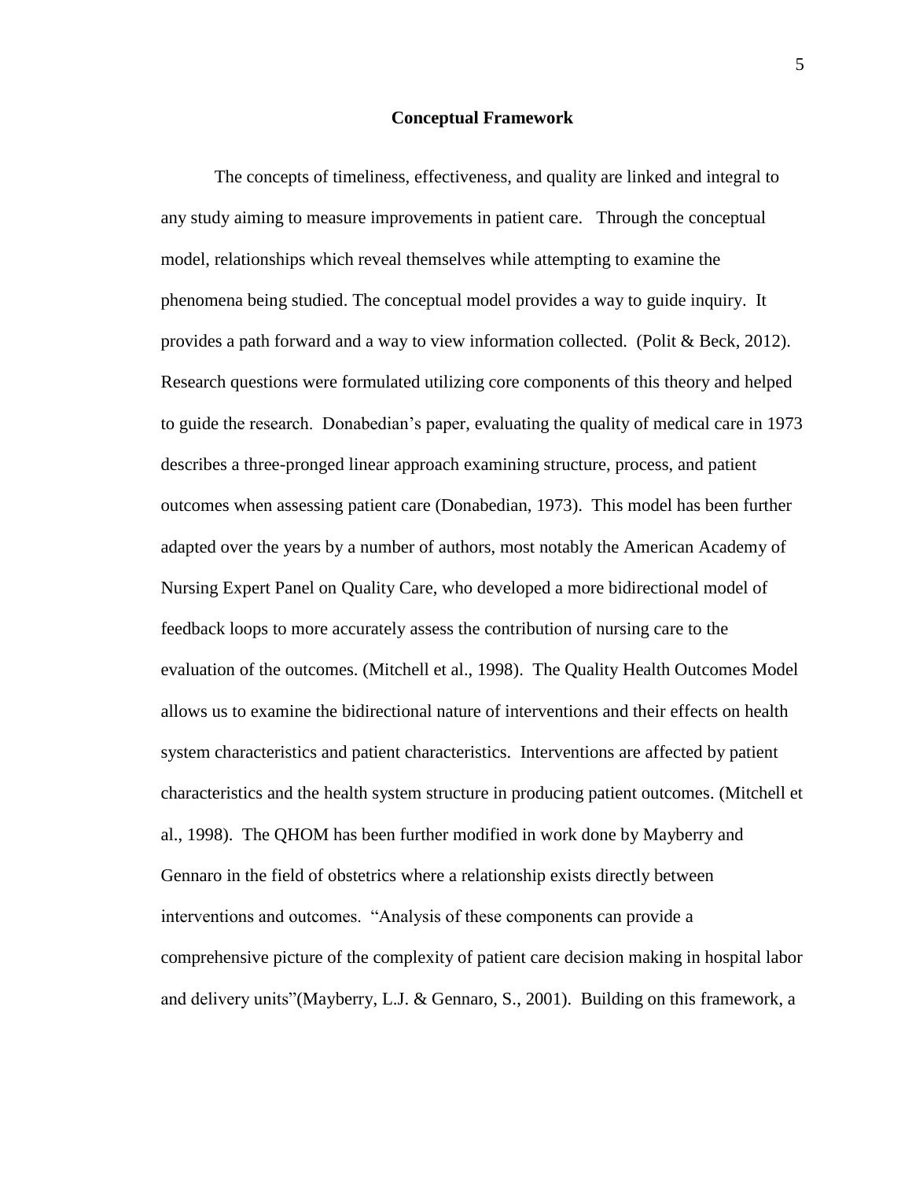## Conceptual Framework

The concepts of timeliness, effectiveness, and quality are linked and integral to any study aiming to measure improvements in patient care. Through the conceptual model, relationships which reveal themselves while attempting to examine the phenomena being studied. The conceptual model provides a way to guide inquiry. It provides a path forward and a way to view information collected. (Polit & Beck, 2012). Research questions were formulated utilizing core components of this theory and helped to guide the research. Donabedian's paper, evaluating the quality of medical care in 1973 describes a three-pronged linear approach examining structure, process, and patient outcomes when assessing patient care (Donabedian, 1973). This model has been further adapted over the years by a number of authors, most notably the American Academy of Nursing Expert Panel on Quality Care, who developed a more bidirectional model of feedback loops to more accurately assess the contribution of nursing care to the evaluation of the outcomes. (Mitchell et al., 1998). The Quality Health Outcomes Model allows us to examine the bidirectional nature of interventions and their effects on health system characteristics and patient characteristics. Interventions are affected by patient characteristics and the health system structure in producing patient outcomes. (Mitchell et al., 1998). The QHOM has been further modified in work done by Mayberry and Gennaro in the field of obstetrics where a relationship exists directly between interventions and outcomes. "Analysis of these components can provide a comprehensive picture of the complexity of patient care decision making in hospital labor and delivery units"(Mayberry, L.J. & Gennaro, S., 2001). Building on this framework, a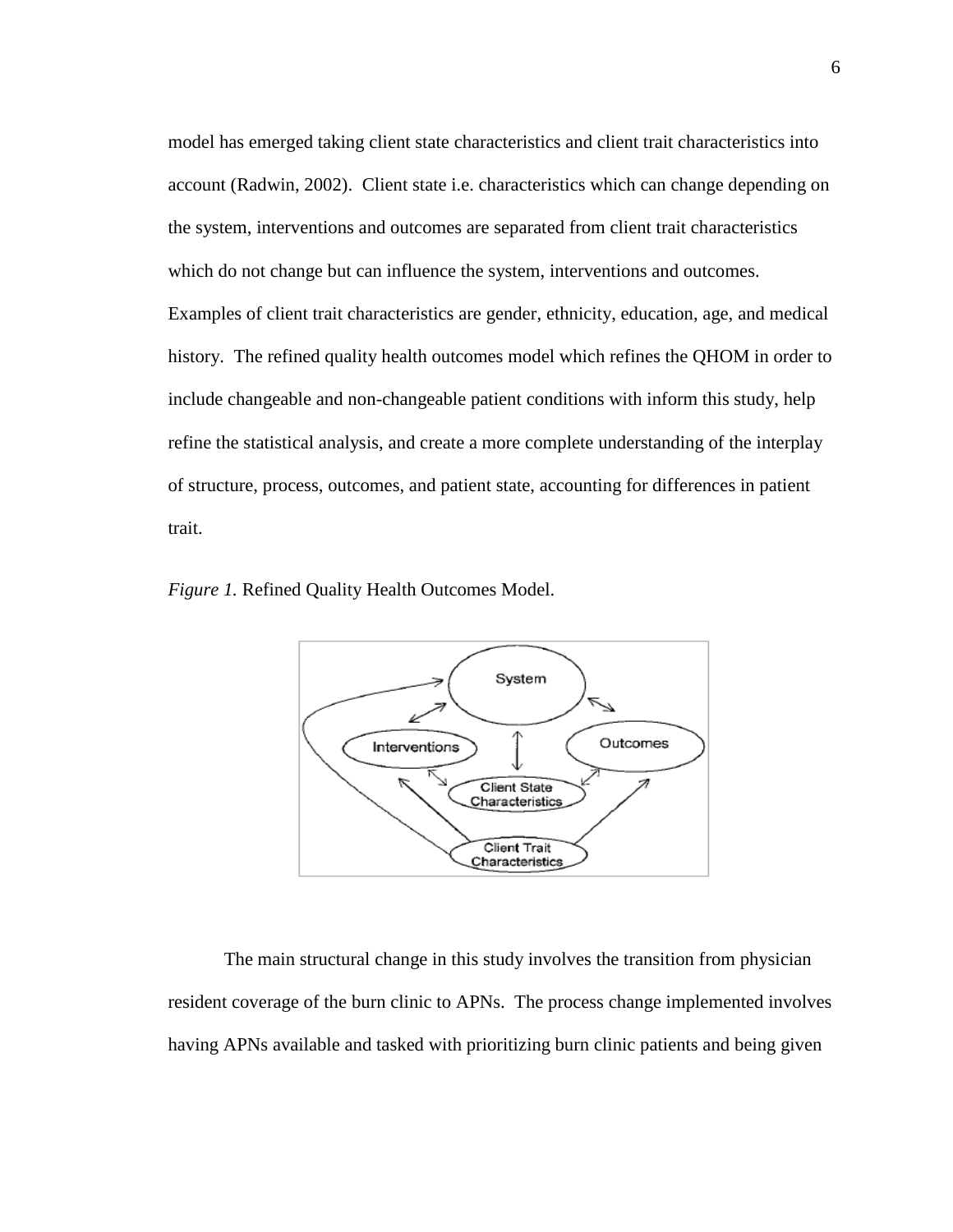model has emerged taking client state characteristics and client trait characteristics into account (Radwin, 2002). Client state i.e. characteristics which can change depending on the system, interventions and outcomes are separated from client trait characteristics which do not change but can influence the system, interventions and outcomes. Examples of client trait characteristics are gender, ethnicity, education, age, and medical history. The refined quality health outcomes model which refines the QHOM in order to include changeable and non-changeable patient conditions with inform this study, help refine the statistical analysis, and create a more complete understanding of the interplay of structure, process, outcomes, and patient state, accounting for differences in patient trait.

*Figure 1.* Refined Quality Health Outcomes Model.

The main structural change in this study involves the transition from physician resident coverage of the burn clinic to APNs. The process change implemented involves having APNs available and tasked with prioritizing burn clinic patients and being given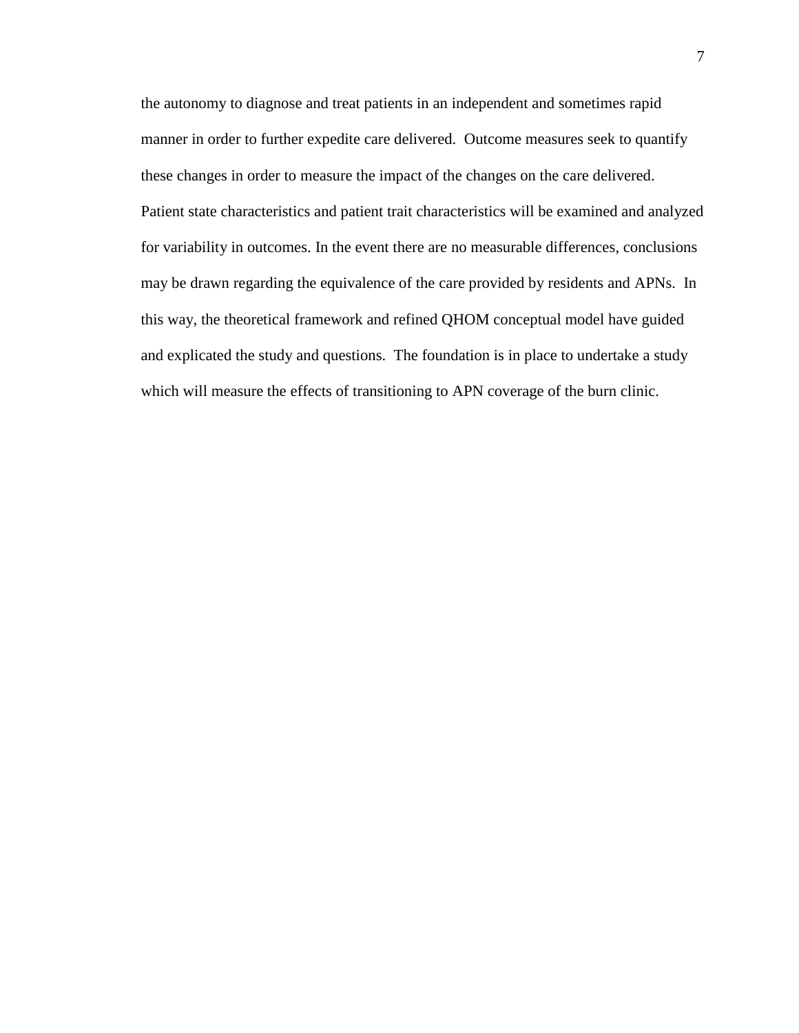the autonomy to diagnose and treat patients in an independent and sometimes rapid manner in order to further expedite care delivered. Outcome measures seek to quantify these changes in order to measure the impact of the changes on the care delivered. Patient state characteristics and patient trait characteristics will be examined and analyzed for variability in outcomes. In the event there are no measurable differences, conclusions may be drawn regarding the equivalence of the care provided by residents and APNs. In this way, the theoretical framework and refined QHOM conceptual model have guided and explicated the study and questions. The foundation is in place to undertake a study which will measure the effects of transitioning to APN coverage of the burn clinic.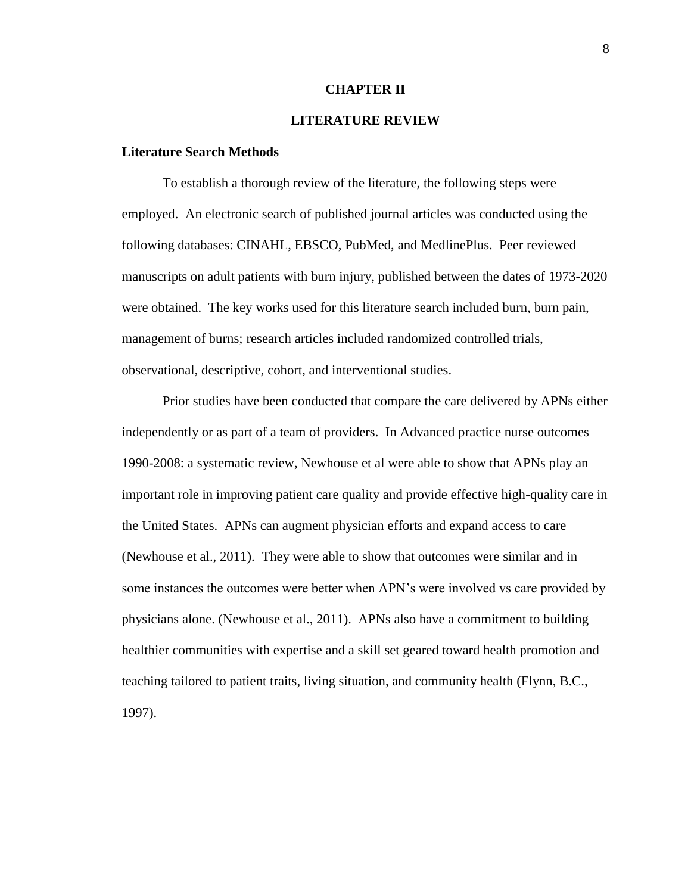# CHAPTER II

# LITERATURE REVIEW

## Literature Search Methods

To establish a thorough review of the literature, the following steps were employed. An electronic search of published journal articles was conducted using the following databases: CINAHL, EBSCO, PubMed, and MedlinePlus. Peer reviewed manuscripts on adult patients with burn injury, published between the dates of 1973-2020 were obtained. The key works used for this literature search included burn, burn pain, management of burns; research articles included randomized controlled trials, observational, descriptive, cohort, and interventional studies.

Prior studies have been conducted that compare the care delivered by APNs either independently or as part of a team of providers. In Advanced practice nurse outcomes 1990-2008: a systematic review, Newhouse et al were able to show that APNs play an important role in improving patient care quality and provide effective high-quality care in the United States. APNs can augment physician efforts and expand access to care (Newhouse et al., 2011). They were able to show that outcomes were similar and in some instances the outcomes were better when APN's were involved vs care provided by physicians alone. (Newhouse et al., 2011). APNs also have a commitment to building healthier communities with expertise and a skill set geared toward health promotion and teaching tailored to patient traits, living situation, and community health (Flynn, B.C., 1997).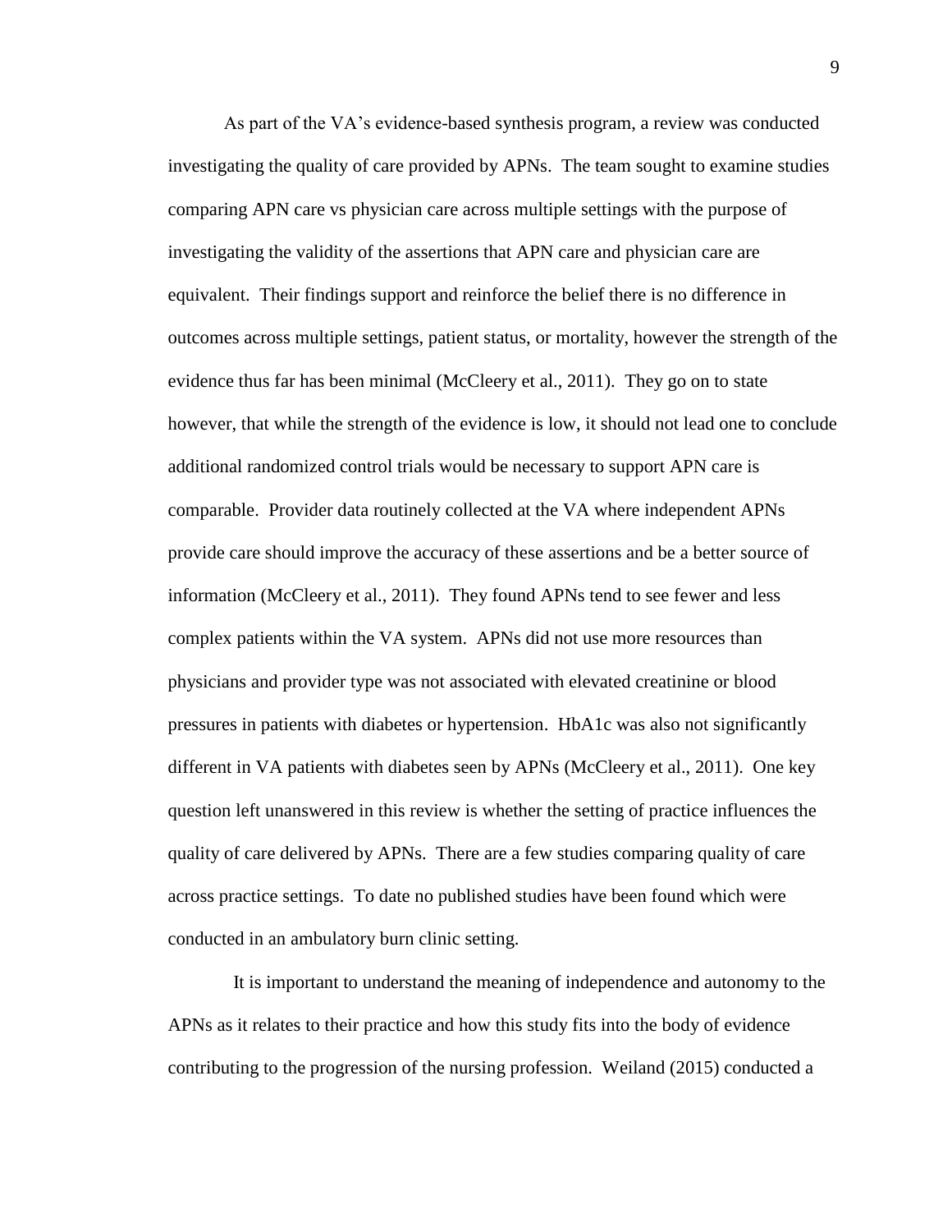As part of the VA's evidence-based synthesis program, a review was conducted investigating the quality of care provided by APNs. The team sought to examine studies comparing APN care vs physician care across multiple settings with the purpose of investigating the validity of the assertions that APN care and physician care are equivalent. Their findings support and reinforce the belief there is no difference in outcomes across multiple settings, patient status, or mortality, however the strength of the evidence thus far has been minimal (McCleery et al., 2011). They go on to state however, that while the strength of the evidence is low, it should not lead one to conclude additional randomized control trials would be necessary to support APN care is comparable. Provider data routinely collected at the VA where independent APNs provide care should improve the accuracy of these assertions and be a better source of information (McCleery et al., 2011). They found APNs tend to see fewer and less complex patients within the VA system. APNs did not use more resources than physicians and provider type was not associated with elevated creatinine or blood pressures in patients with diabetes or hypertension. HbA1c was also not significantly different in VA patients with diabetes seen by APNs (McCleery et al., 2011). One key question left unanswered in this review is whether the setting of practice influences the quality of care delivered by APNs. There are a few studies comparing quality of care across practice settings. To date no published studies have been found which were conducted in an ambulatory burn clinic setting.

It is important to understand the meaning of independence and autonomy to the APNs as it relates to their practice and how this study fits into the body of evidence contributing to the progression of the nursing profession. Weiland (2015) conducted a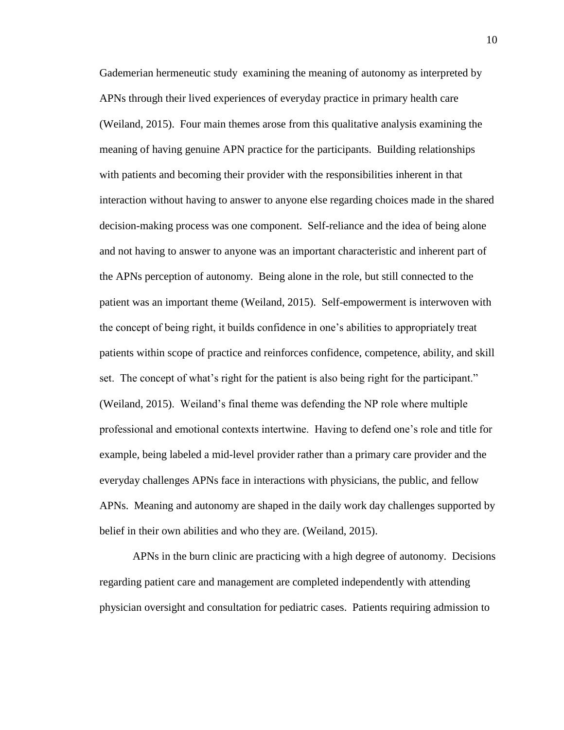Gademerian hermeneutic study examining the meaning of autonomy as interpreted by APNs through their lived experiences of everyday practice in primary health care (Weiland, 2015). Four main themes arose from this qualitative analysis examining the meaning of having genuine APN practice for the participants. Building relationships with patients and becoming their provider with the responsibilities inherent in that interaction without having to answer to anyone else regarding choices made in the shared decision-making process was one component. Self-reliance and the idea of being alone and not having to answer to anyone was an important characteristic and inherent part of the APNs perception of autonomy. Being alone in the role, but still connected to the patient was an important theme (Weiland, 2015). Self-empowerment is interwoven with the concept of being right, it builds confidence in one's abilities to appropriately treat patients within scope of practice and reinforces confidence, competence, ability, and skill set. The concept of what's right for the patient is also being right for the participant." (Weiland, 2015). Weiland's final theme was defending the NP role where multiple professional and emotional contexts intertwine. Having to defend one's role and title for example, being labeled a mid-level provider rather than a primary care provider and the everyday challenges APNs face in interactions with physicians, the public, and fellow APNs. Meaning and autonomy are shaped in the daily work day challenges supported by belief in their own abilities and who they are. (Weiland, 2015).

APNs in the burn clinic are practicing with a high degree of autonomy. Decisions regarding patient care and management are completed independently with attending physician oversight and consultation for pediatric cases. Patients requiring admission to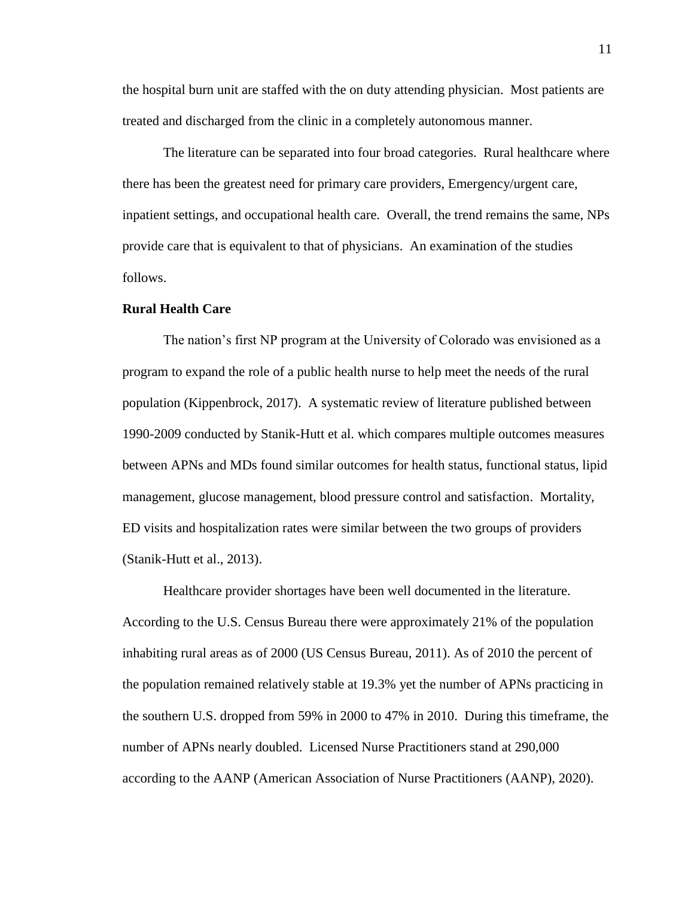the hospital burn unit are staffed with the on duty attending physician. Most patients are treated and discharged from the clinic in a completely autonomous manner.

The literature can be separated into four broad categories. Rural healthcare where there has been the greatest need for primary care providers, Emergency/urgent care, inpatient settings, and occupational health care. Overall, the trend remains the same, NPs provide care that is equivalent to that of physicians. An examination of the studies follows.

**Rural Health Care**

The nation's first NP program at the University of Colorado was envisioned as a program to expand the role of a public health nurse to help meet the needs of the rural population (Kippenbrock, 2017). A systematic review of literature published between 1990-2009 conducted by Stanik-Hutt et al. which compares multiple outcomes measures between APNs and MDs found similar outcomes for health status, functional status, lipid management, glucose management, blood pressure control and satisfaction. Mortality, ED visits and hospitalization rates were similar between the two groups of providers (Stanik-Hutt et al., 2013).

Healthcare provider shortages have been well documented in the literature. According to the U.S. Census Bureau there were approximately 21% of the population inhabiting rural areas as of 2000 (US Census Bureau, 2011). As of 2010 the percent of the population remained relatively stable at 19.3% yet the number of APNs practicing in the southern U.S. dropped from 59% in 2000 to 47% in 2010. During this timeframe, the number of APNs nearly doubled. Licensed Nurse Practitioners stand at 290,000 according to the AANP (American Association of Nurse Practitioners (AANP), 2020).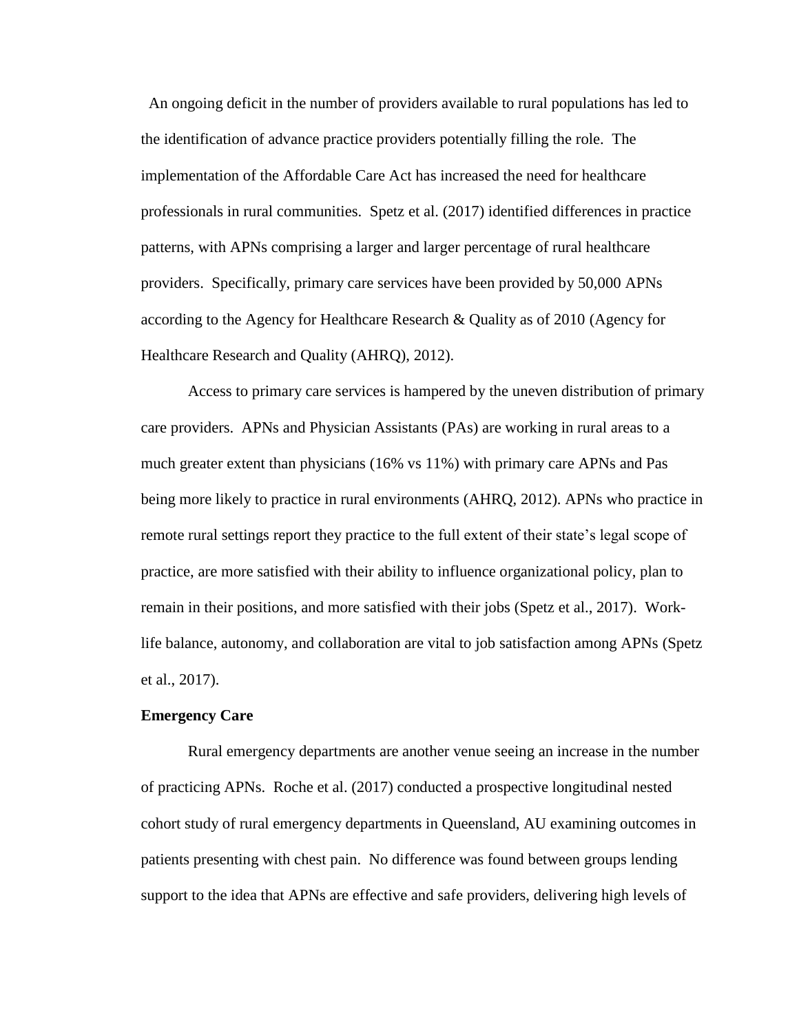An ongoing deficit in the number of providers available to rural populations has led to the identification of advance practice providers potentially filling the role. The implementation of the Affordable Care Act has increased the need for healthcare professionals in rural communities. Spetz et al. (2017) identified differences in practice patterns, with APNs comprising a larger and larger percentage of rural healthcare providers. Specifically, primary care services have been provided by 50,000 APNs according to the Agency for Healthcare Research & Quality as of 2010 (Agency for Healthcare Research and Quality (AHRQ), 2012).

Access to primary care services is hampered by the uneven distribution of primary care providers. APNs and Physician Assistants (PAs) are working in rural areas to a much greater extent than physicians (16% vs 11%) with primary care APNs and Pas being more likely to practice in rural environments (AHRQ, 2012). APNs who practice in remote rural settings report they practice to the full extent of their state's legal scope of practice, are more satisfied with their ability to influence organizational policy, plan to remain in their positions, and more satisfied with their jobs (Spetz et al., 2017). Work-life balance, autonomy, and collaboration are vital to job satisfaction among APNs (Spetz et al., 2017).

**Emergency Care**

Rural emergency departments are another venue seeing an increase in the number of practicing APNs. Roche et al. (2017) conducted a prospective longitudinal nested cohort study of rural emergency departments in Queensland, AU examining outcomes in patients presenting with chest pain. No difference was found between groups lending support to the idea that APNs are effective and safe providers, delivering high levels of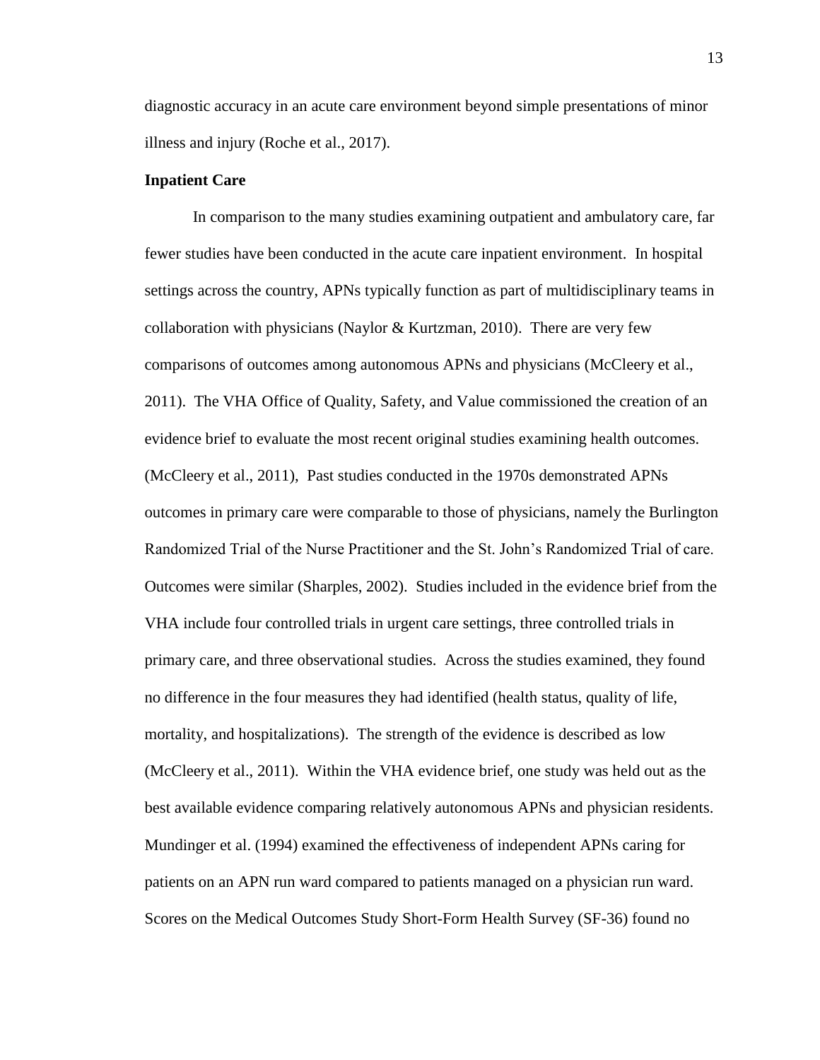diagnostic accuracy in an acute care environment beyond simple presentations of minor illness and injury (Roche et al., 2017).

**Inpatient Care**

In comparison to the many studies examining outpatient and ambulatory care, far fewer studies have been conducted in the acute care inpatient environment. In hospital settings across the country, APNs typically function as part of multidisciplinary teams in collaboration with physicians (Naylor & Kurtzman, 2010). There are very few comparisons of outcomes among autonomous APNs and physicians (McCleery et al., 2011). The VHA Office of Quality, Safety, and Value commissioned the creation of an evidence brief to evaluate the most recent original studies examining health outcomes. (McCleery et al., 2011), Past studies conducted in the 1970s demonstrated APNs outcomes in primary care were comparable to those of physicians, namely the Burlington Randomized Trial of the Nurse Practitioner and the St. John's Randomized Trial of care. Outcomes were similar (Sharples, 2002). Studies included in the evidence brief from the VHA include four controlled trials in urgent care settings, three controlled trials in primary care, and three observational studies. Across the studies examined, they found no difference in the four measures they had identified (health status, quality of life, mortality, and hospitalizations). The strength of the evidence is described as low (McCleery et al., 2011). Within the VHA evidence brief, one study was held out as the best available evidence comparing relatively autonomous APNs and physician residents. Mundinger et al. (1994) examined the effectiveness of independent APNs caring for patients on an APN run ward compared to patients managed on a physician run ward. Scores on the Medical Outcomes Study Short-Form Health Survey (SF-36) found no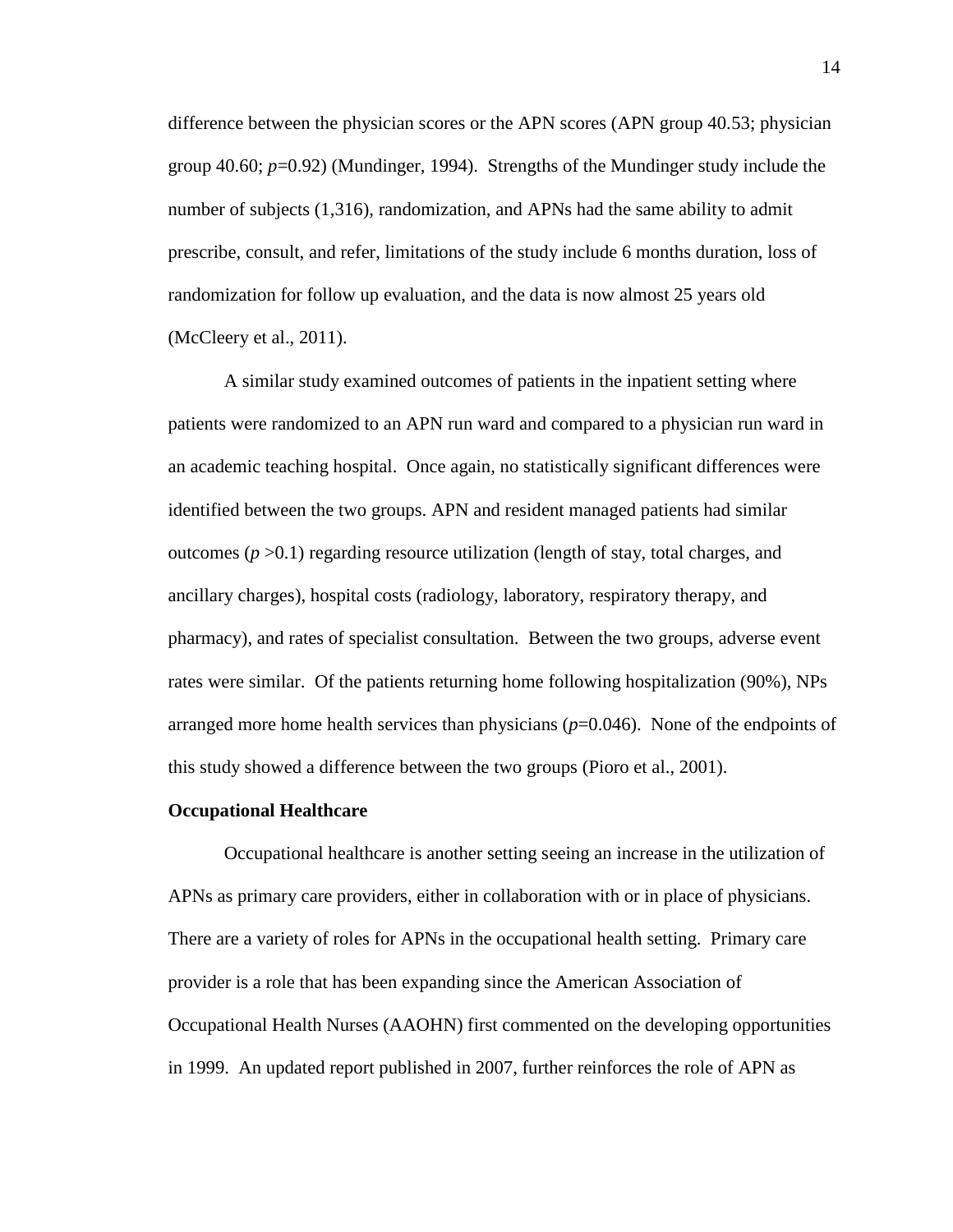difference between the physician scores or the APN scores (APN group 40.53; physician group 40.60; $p$=0.92) (Mundinger, 1994). Strengths of the Mundinger study include the number of subjects (1,316), randomization, and APNs had the same ability to admit prescribe, consult, and refer, limitations of the study include 6 months duration, loss of randomization for follow up evaluation, and the data is now almost 25 years old (McCleery et al., 2011).

A similar study examined outcomes of patients in the inpatient setting where patients were randomized to an APN run ward and compared to a physician run ward in an academic teaching hospital. Once again, no statistically significant differences were identified between the two groups. APN and resident managed patients had similar outcomes ($p$ >0.1) regarding resource utilization (length of stay, total charges, and ancillary charges), hospital costs (radiology, laboratory, respiratory therapy, and pharmacy), and rates of specialist consultation. Between the two groups, adverse event rates were similar. Of the patients returning home following hospitalization (90%), NPs arranged more home health services than physicians ($p$=0.046). None of the endpoints of this study showed a difference between the two groups (Pioro et al., 2001).

**Occupational Healthcare**

Occupational healthcare is another setting seeing an increase in the utilization of APNs as primary care providers, either in collaboration with or in place of physicians. There are a variety of roles for APNs in the occupational health setting. Primary care provider is a role that has been expanding since the American Association of Occupational Health Nurses (AAOHN) first commented on the developing opportunities in 1999. An updated report published in 2007, further reinforces the role of APN as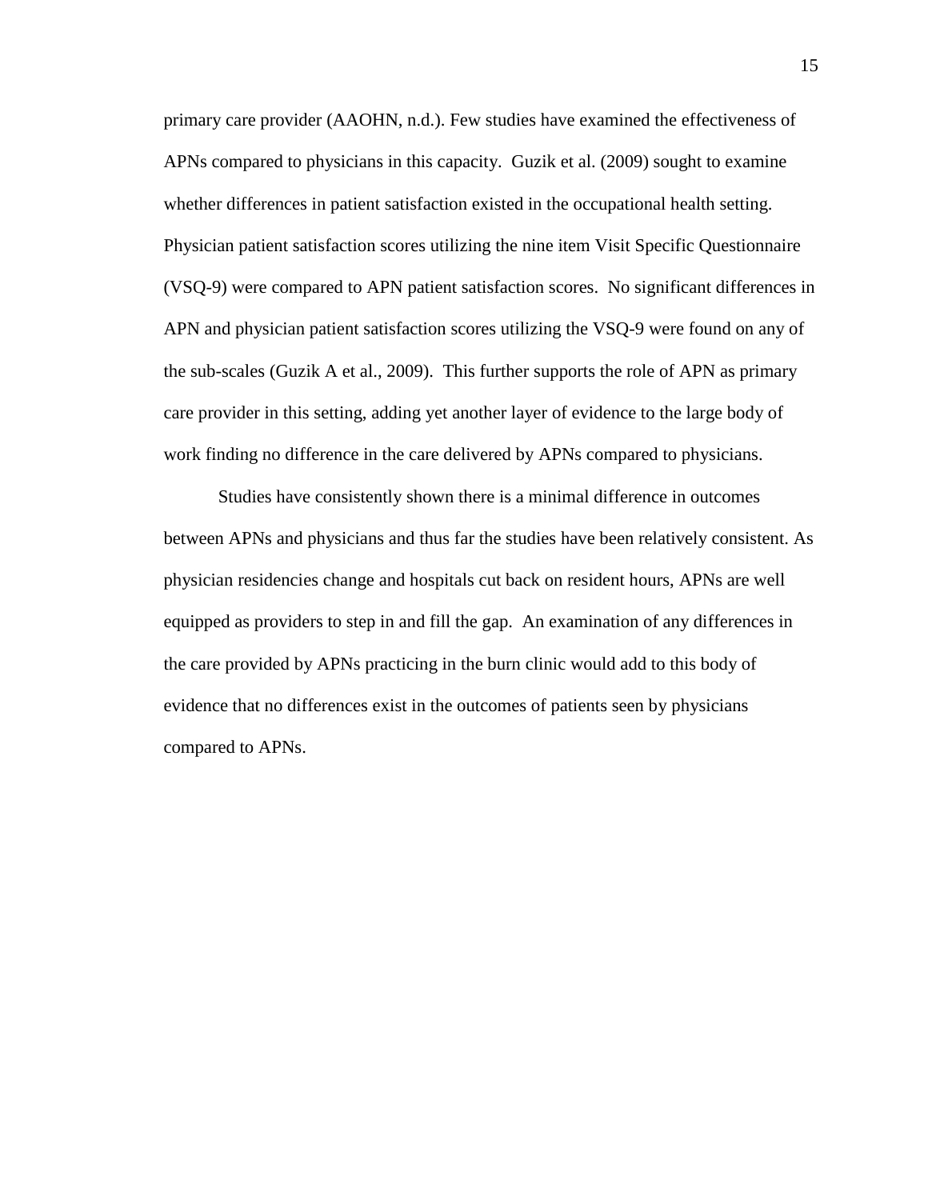primary care provider (AAOHN, n.d.). Few studies have examined the effectiveness of APNs compared to physicians in this capacity. Guzik et al. (2009) sought to examine whether differences in patient satisfaction existed in the occupational health setting. Physician patient satisfaction scores utilizing the nine item Visit Specific Questionnaire (VSQ-9) were compared to APN patient satisfaction scores. No significant differences in APN and physician patient satisfaction scores utilizing the VSQ-9 were found on any of the sub-scales (Guzik A et al., 2009). This further supports the role of APN as primary care provider in this setting, adding yet another layer of evidence to the large body of work finding no difference in the care delivered by APNs compared to physicians.

Studies have consistently shown there is a minimal difference in outcomes between APNs and physicians and thus far the studies have been relatively consistent. As physician residencies change and hospitals cut back on resident hours, APNs are well equipped as providers to step in and fill the gap. An examination of any differences in the care provided by APNs practicing in the burn clinic would add to this body of evidence that no differences exist in the outcomes of patients seen by physicians compared to APNs.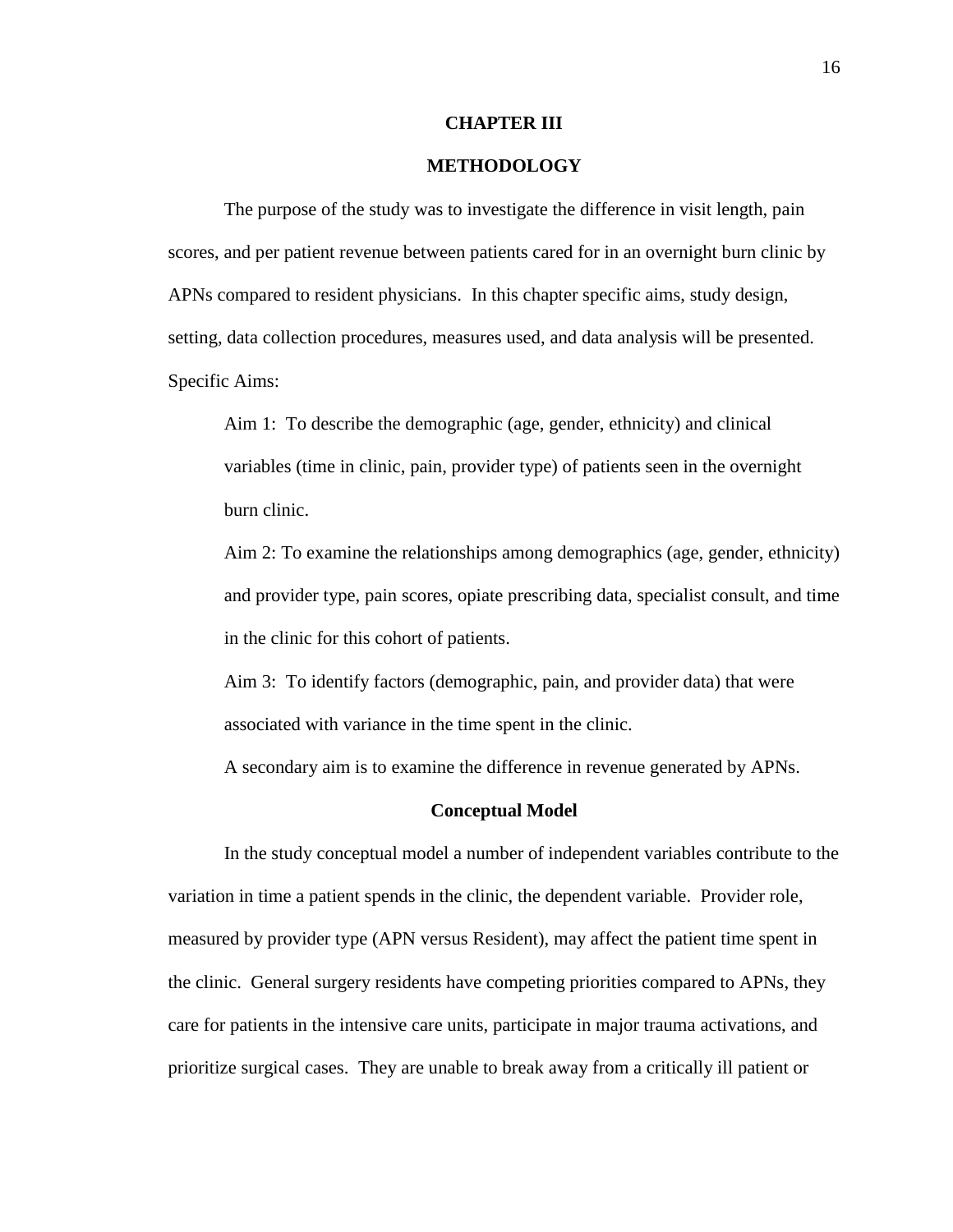# CHAPTER III

# METHODOLOGY

The purpose of the study was to investigate the difference in visit length, pain scores, and per patient revenue between patients cared for in an overnight burn clinic by APNs compared to resident physicians. In this chapter specific aims, study design, setting, data collection procedures, measures used, and data analysis will be presented.

Specific Aims:

Aim 1: To describe the demographic (age, gender, ethnicity) and clinical variables (time in clinic, pain, provider type) of patients seen in the overnight burn clinic.

Aim 2: To examine the relationships among demographics (age, gender, ethnicity) and provider type, pain scores, opiate prescribing data, specialist consult, and time in the clinic for this cohort of patients.

Aim 3: To identify factors (demographic, pain, and provider data) that were associated with variance in the time spent in the clinic.

A secondary aim is to examine the difference in revenue generated by APNs.

## Conceptual Model

In the study conceptual model a number of independent variables contribute to the variation in time a patient spends in the clinic, the dependent variable. Provider role, measured by provider type (APN versus Resident), may affect the patient time spent in the clinic. General surgery residents have competing priorities compared to APNs, they care for patients in the intensive care units, participate in major trauma activations, and prioritize surgical cases. They are unable to break away from a critically ill patient or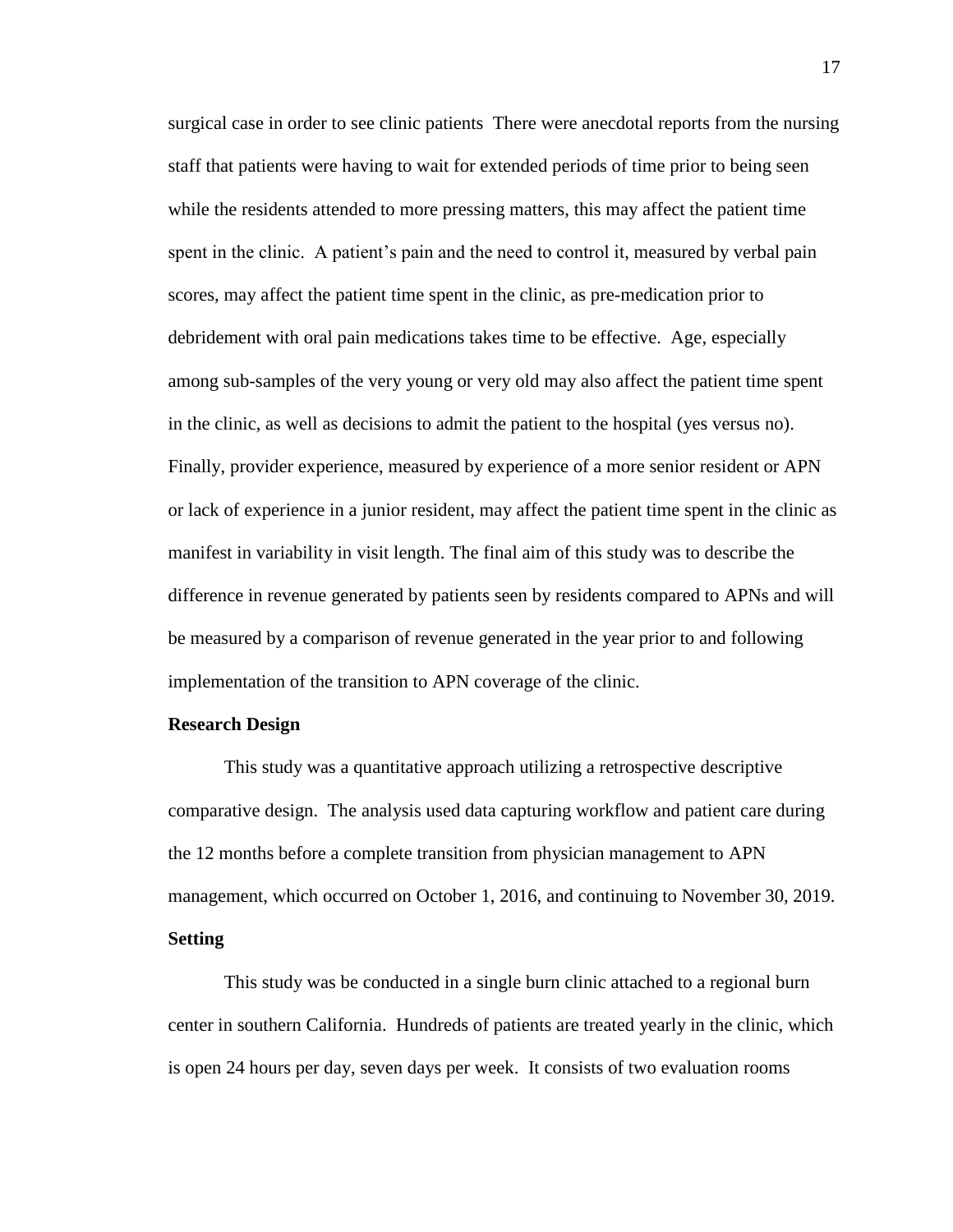surgical case in order to see clinic patients There were anecdotal reports from the nursing staff that patients were having to wait for extended periods of time prior to being seen while the residents attended to more pressing matters, this may affect the patient time spent in the clinic. A patient's pain and the need to control it, measured by verbal pain scores, may affect the patient time spent in the clinic, as pre-medication prior to debridement with oral pain medications takes time to be effective. Age, especially among sub-samples of the very young or very old may also affect the patient time spent in the clinic, as well as decisions to admit the patient to the hospital (yes versus no). Finally, provider experience, measured by experience of a more senior resident or APN or lack of experience in a junior resident, may affect the patient time spent in the clinic as manifest in variability in visit length. The final aim of this study was to describe the difference in revenue generated by patients seen by residents compared to APNs and will be measured by a comparison of revenue generated in the year prior to and following implementation of the transition to APN coverage of the clinic.

## Research Design

This study was a quantitative approach utilizing a retrospective descriptive comparative design. The analysis used data capturing workflow and patient care during the 12 months before a complete transition from physician management to APN management, which occurred on October 1, 2016, and continuing to November 30, 2019.

## Setting

This study was be conducted in a single burn clinic attached to a regional burn center in southern California. Hundreds of patients are treated yearly in the clinic, which is open 24 hours per day, seven days per week. It consists of two evaluation rooms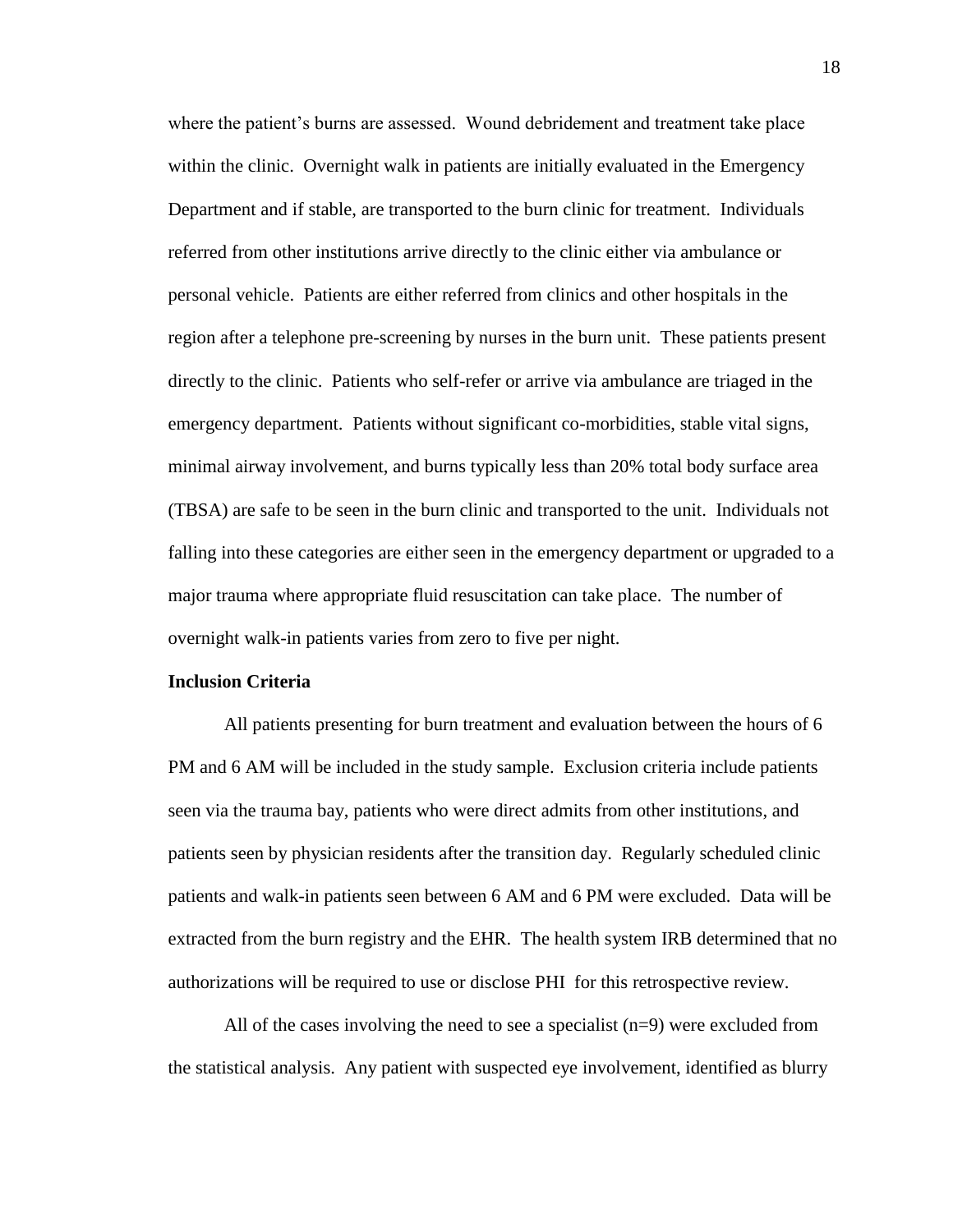where the patient's burns are assessed. Wound debridement and treatment take place within the clinic. Overnight walk in patients are initially evaluated in the Emergency Department and if stable, are transported to the burn clinic for treatment. Individuals referred from other institutions arrive directly to the clinic either via ambulance or personal vehicle. Patients are either referred from clinics and other hospitals in the region after a telephone pre-screening by nurses in the burn unit. These patients present directly to the clinic. Patients who self-refer or arrive via ambulance are triaged in the emergency department. Patients without significant co-morbidities, stable vital signs, minimal airway involvement, and burns typically less than 20% total body surface area (TBSA) are safe to be seen in the burn clinic and transported to the unit. Individuals not falling into these categories are either seen in the emergency department or upgraded to a major trauma where appropriate fluid resuscitation can take place. The number of overnight walk-in patients varies from zero to five per night.

**Inclusion Criteria**

All patients presenting for burn treatment and evaluation between the hours of 6 PM and 6 AM will be included in the study sample. Exclusion criteria include patients seen via the trauma bay, patients who were direct admits from other institutions, and patients seen by physician residents after the transition day. Regularly scheduled clinic patients and walk-in patients seen between 6 AM and 6 PM were excluded. Data will be extracted from the burn registry and the EHR. The health system IRB determined that no authorizations will be required to use or disclose PHI for this retrospective review.

All of the cases involving the need to see a specialist (n=9) were excluded from the statistical analysis. Any patient with suspected eye involvement, identified as blurry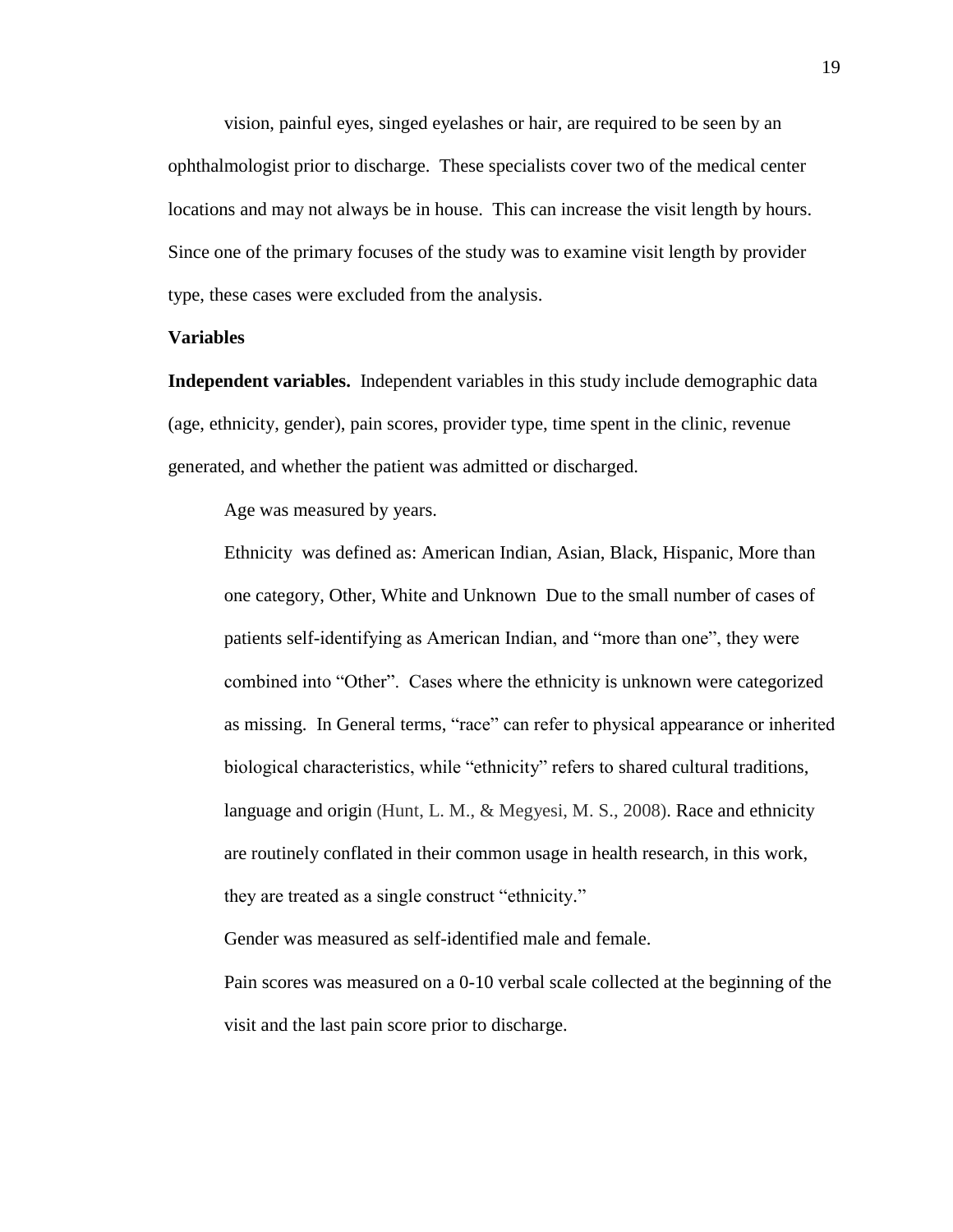vision, painful eyes, singed eyelashes or hair, are required to be seen by an ophthalmologist prior to discharge. These specialists cover two of the medical center locations and may not always be in house. This can increase the visit length by hours. Since one of the primary focuses of the study was to examine visit length by provider type, these cases were excluded from the analysis.

**Variables**

**Independent variables.** Independent variables in this study include demographic data (age, ethnicity, gender), pain scores, provider type, time spent in the clinic, revenue generated, and whether the patient was admitted or discharged.

Age was measured by years.

Ethnicity was defined as: American Indian, Asian, Black, Hispanic, More than one category, Other, White and Unknown Due to the small number of cases of patients self-identifying as American Indian, and "more than one", they were combined into "Other". Cases where the ethnicity is unknown were categorized as missing. In General terms, "race" can refer to physical appearance or inherited biological characteristics, while "ethnicity" refers to shared cultural traditions, language and origin (Hunt, L. M., & Megyesi, M. S., 2008). Race and ethnicity are routinely conflated in their common usage in health research, in this work, they are treated as a single construct "ethnicity."

Gender was measured as self-identified male and female.

Pain scores was measured on a 0-10 verbal scale collected at the beginning of the visit and the last pain score prior to discharge.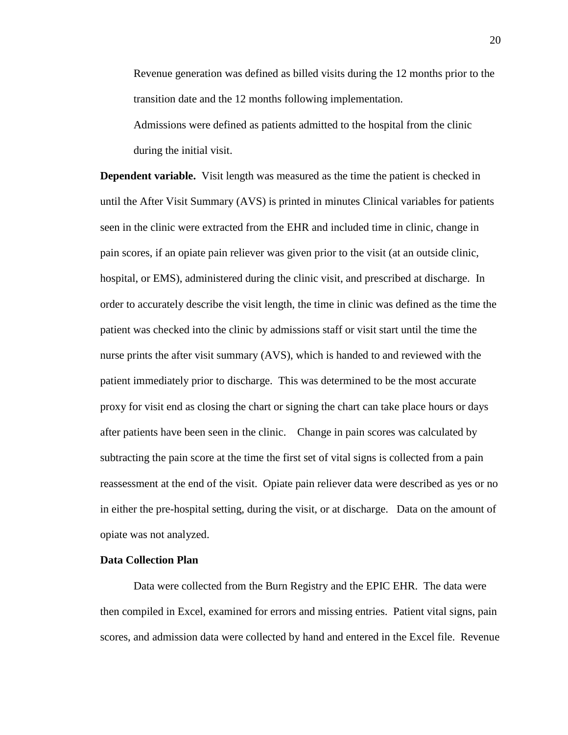Revenue generation was defined as billed visits during the 12 months prior to the transition date and the 12 months following implementation.

Admissions were defined as patients admitted to the hospital from the clinic during the initial visit.

**Dependent variable.** Visit length was measured as the time the patient is checked in until the After Visit Summary (AVS) is printed in minutes Clinical variables for patients seen in the clinic were extracted from the EHR and included time in clinic, change in pain scores, if an opiate pain reliever was given prior to the visit (at an outside clinic, hospital, or EMS), administered during the clinic visit, and prescribed at discharge. In order to accurately describe the visit length, the time in clinic was defined as the time the patient was checked into the clinic by admissions staff or visit start until the time the nurse prints the after visit summary (AVS), which is handed to and reviewed with the patient immediately prior to discharge. This was determined to be the most accurate proxy for visit end as closing the chart or signing the chart can take place hours or days after patients have been seen in the clinic. Change in pain scores was calculated by subtracting the pain score at the time the first set of vital signs is collected from a pain reassessment at the end of the visit. Opiate pain reliever data were described as yes or no in either the pre-hospital setting, during the visit, or at discharge. Data on the amount of opiate was not analyzed.

### Data Collection Plan

Data were collected from the Burn Registry and the EPIC EHR. The data were then compiled in Excel, examined for errors and missing entries. Patient vital signs, pain scores, and admission data were collected by hand and entered in the Excel file. Revenue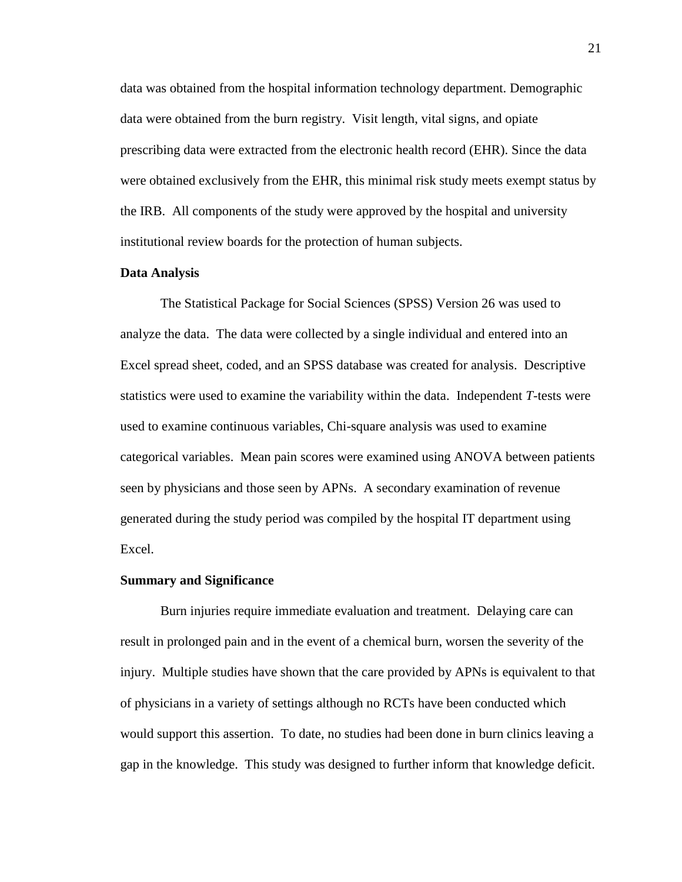data was obtained from the hospital information technology department. Demographic data were obtained from the burn registry. Visit length, vital signs, and opiate prescribing data were extracted from the electronic health record (EHR). Since the data were obtained exclusively from the EHR, this minimal risk study meets exempt status by the IRB. All components of the study were approved by the hospital and university institutional review boards for the protection of human subjects.

**Data Analysis**

The Statistical Package for Social Sciences (SPSS) Version 26 was used to analyze the data. The data were collected by a single individual and entered into an Excel spread sheet, coded, and an SPSS database was created for analysis. Descriptive statistics were used to examine the variability within the data. Independent *T*-tests were used to examine continuous variables, Chi-square analysis was used to examine categorical variables. Mean pain scores were examined using ANOVA between patients seen by physicians and those seen by APNs. A secondary examination of revenue generated during the study period was compiled by the hospital IT department using Excel.

**Summary and Significance**

Burn injuries require immediate evaluation and treatment. Delaying care can result in prolonged pain and in the event of a chemical burn, worsen the severity of the injury. Multiple studies have shown that the care provided by APNs is equivalent to that of physicians in a variety of settings although no RCTs have been conducted which would support this assertion. To date, no studies had been done in burn clinics leaving a gap in the knowledge. This study was designed to further inform that knowledge deficit.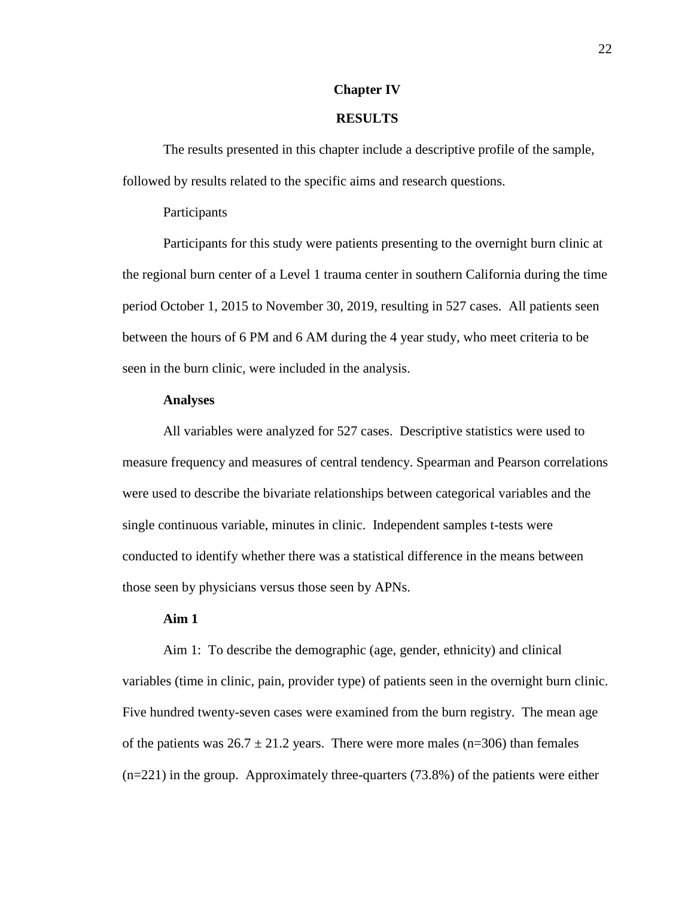# Chapter IV

## RESULTS

The results presented in this chapter include a descriptive profile of the sample, followed by results related to the specific aims and research questions.

Participants

Participants for this study were patients presenting to the overnight burn clinic at the regional burn center of a Level 1 trauma center in southern California during the time period October 1, 2015 to November 30, 2019, resulting in 527 cases. All patients seen between the hours of 6 PM and 6 AM during the 4 year study, who meet criteria to be seen in the burn clinic, were included in the analysis.

### Analyses

All variables were analyzed for 527 cases. Descriptive statistics were used to measure frequency and measures of central tendency. Spearman and Pearson correlations were used to describe the bivariate relationships between categorical variables and the single continuous variable, minutes in clinic. Independent samples t-tests were conducted to identify whether there was a statistical difference in the means between those seen by physicians versus those seen by APNs.

### Aim 1

Aim 1: To describe the demographic (age, gender, ethnicity) and clinical variables (time in clinic, pain, provider type) of patients seen in the overnight burn clinic. Five hundred twenty-seven cases were examined from the burn registry. The mean age of the patients was $26.7 \pm 21.2$ years. There were more males (n=306) than females (n=221) in the group. Approximately three-quarters (73.8%) of the patients were either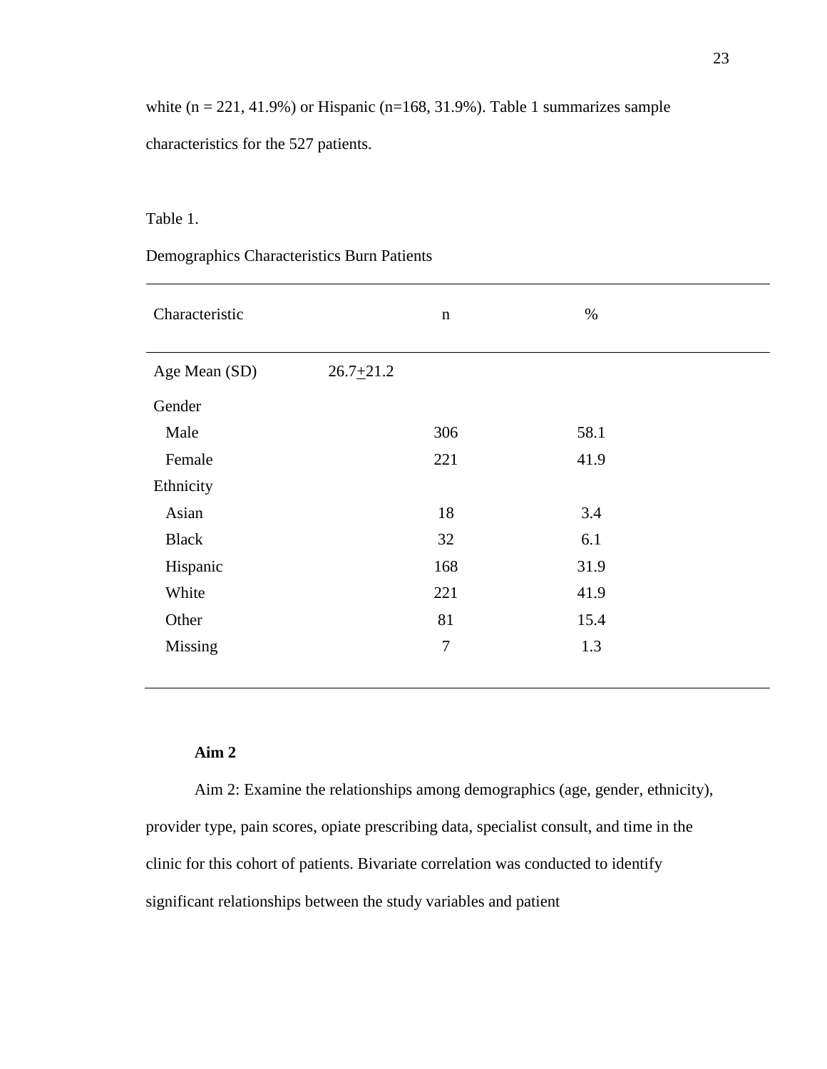white (n = 221, 41.9%) or Hispanic (n=168, 31.9%). Table 1 summarizes sample characteristics for the 527 patients.

Table 1.

Demographics Characteristics Burn Patients

| Characteristic | | n | % |
|---|---|---|---|
| Age Mean (SD) | 26.7$\pm$21.2 | | |
| Gender | | | |
| Male | | 306 | 58.1 |
| Female | | 221 | 41.9 |
| Ethnicity | | | |
| Asian | | 18 | 3.4 |
| Black | | 32 | 6.1 |
| Hispanic | | 168 | 31.9 |
| White | | 221 | 41.9 |
| Other | | 81 | 15.4 |
| Missing | | 7 | 1.3 |

**Aim 2**

Aim 2: Examine the relationships among demographics (age, gender, ethnicity), provider type, pain scores, opiate prescribing data, specialist consult, and time in the clinic for this cohort of patients. Bivariate correlation was conducted to identify significant relationships between the study variables and patient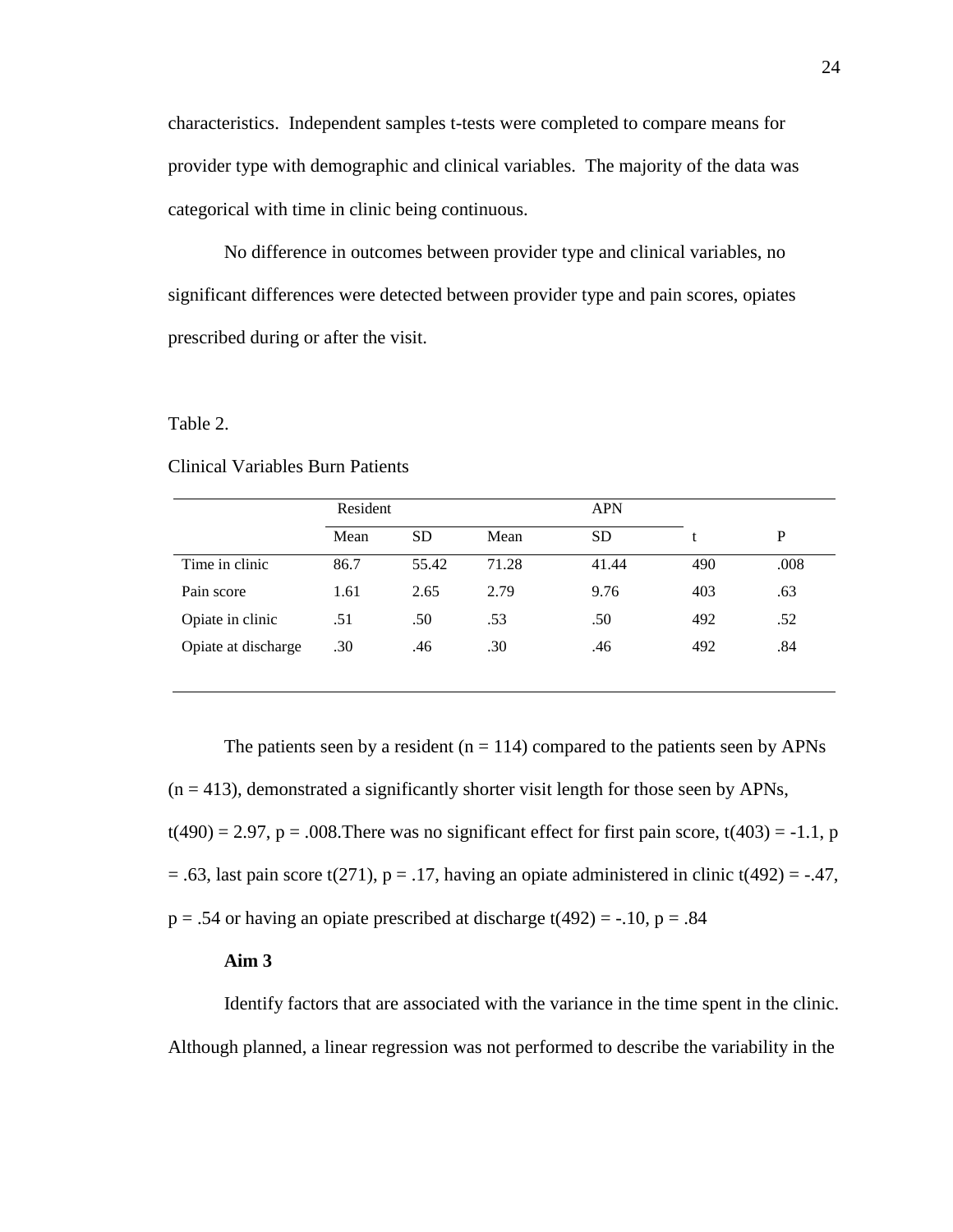characteristics. Independent samples t-tests were completed to compare means for provider type with demographic and clinical variables. The majority of the data was categorical with time in clinic being continuous.

No difference in outcomes between provider type and clinical variables, no significant differences were detected between provider type and pain scores, opiates prescribed during or after the visit.

Table 2.

Clinical Variables Burn Patients

| | Resident | | APN | | | |
|---|---|---|---|---|---|---|
| | Mean | SD | Mean | SD | t | P |
| Time in clinic | 86.7 | 55.42 | 71.28 | 41.44 | 490 | .008 |
| Pain score | 1.61 | 2.65 | 2.79 | 9.76 | 403 | .63 |
| Opiate in clinic | .51 | .50 | .53 | .50 | 492 | .52 |
| Opiate at discharge | .30 | .46 | .30 | .46 | 492 | .84 |

The patients seen by a resident ($n = 114$) compared to the patients seen by APNs ($n = 413$), demonstrated a significantly shorter visit length for those seen by APNs, $t(490) = 2.97$, $p = .008$.There was no significant effect for first pain score, $t(403) = -1.1$, $p = .63$, last pain score $t(271)$, $p = .17$, having an opiate administered in clinic $t(492) = -.47$, $p = .54$ or having an opiate prescribed at discharge $t(492) = -.10$, $p = .84$

**Aim 3**

Identify factors that are associated with the variance in the time spent in the clinic. Although planned, a linear regression was not performed to describe the variability in the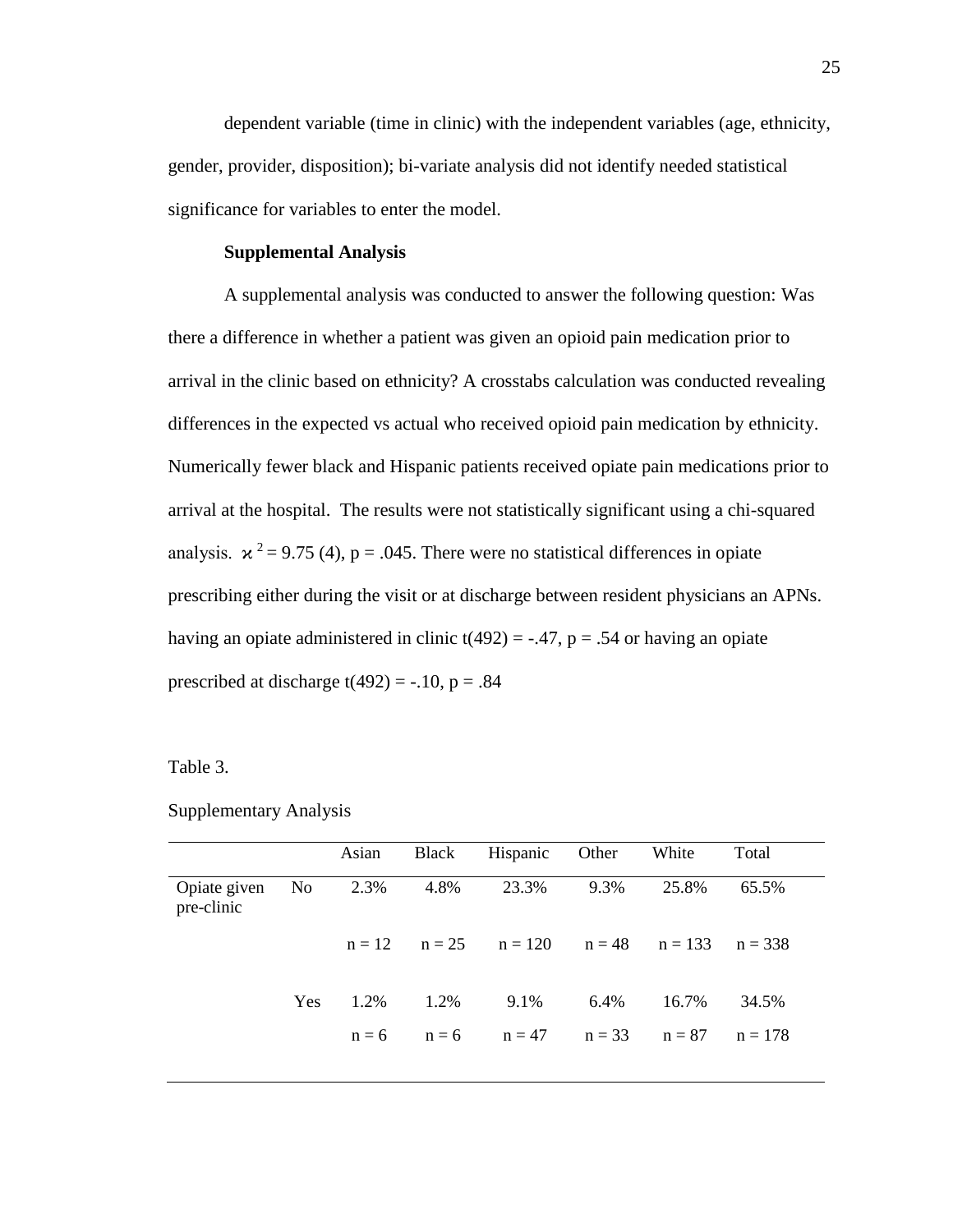dependent variable (time in clinic) with the independent variables (age, ethnicity, gender, provider, disposition); bi-variate analysis did not identify needed statistical significance for variables to enter the model.

**Supplemental Analysis**

A supplemental analysis was conducted to answer the following question: Was there a difference in whether a patient was given an opioid pain medication prior to arrival in the clinic based on ethnicity? A crosstabs calculation was conducted revealing differences in the expected vs actual who received opioid pain medication by ethnicity. Numerically fewer black and Hispanic patients received opiate pain medications prior to arrival at the hospital. The results were not statistically significant using a chi-squared analysis. $\chi^2 = 9.75$ (4), $p = .045$. There were no statistical differences in opiate prescribing either during the visit or at discharge between resident physicians an APNs. having an opiate administered in clinic $t(492) = -.47$, $p = .54$ or having an opiate prescribed at discharge $t(492) = -.10$, $p = .84$

Table 3.

Supplementary Analysis

| | | Asian | Black | Hispanic | Other | White | Total |
|---|---|---|---|---|---|---|---|
| Opiate given pre-clinic | No | 2.3% | 4.8% | 23.3% | 9.3% | 25.8% | 65.5% |
| | | n = 12 | n = 25 | n = 120 | n = 48 | n = 133 | n = 338 |
| | Yes | 1.2% | 1.2% | 9.1% | 6.4% | 16.7% | 34.5% |
| | | n = 6 | n = 6 | n = 47 | n = 33 | n = 87 | n = 178 |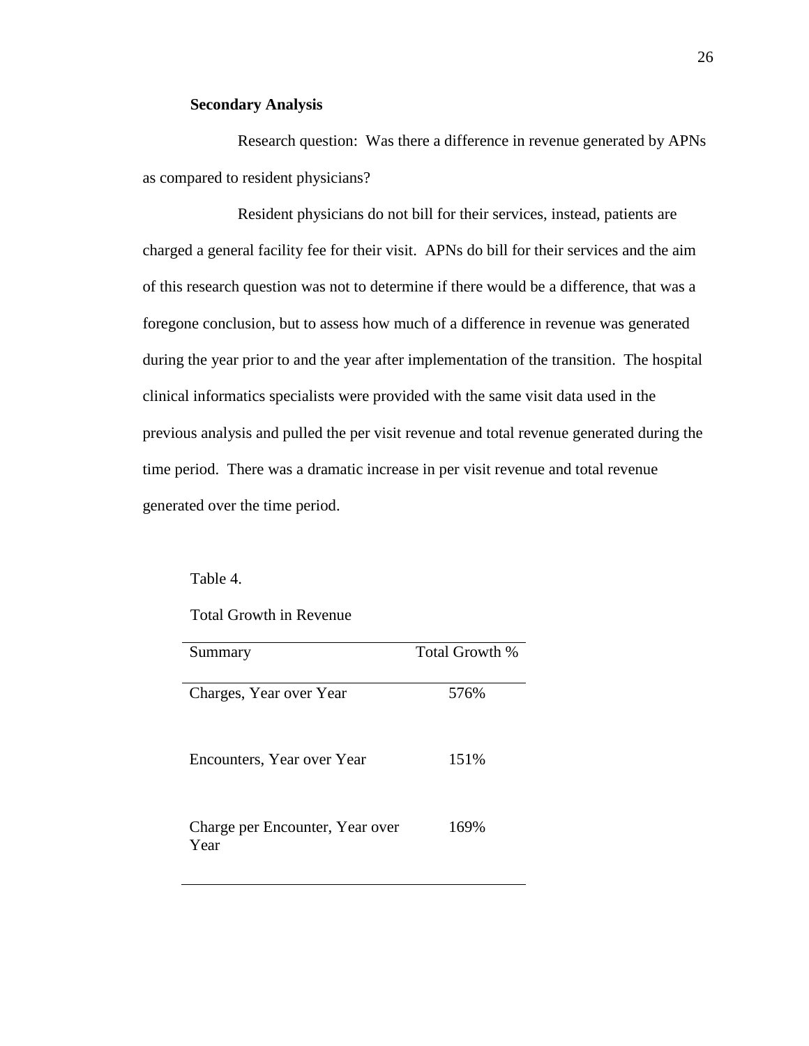**Secondary Analysis**

Research question: Was there a difference in revenue generated by APNs as compared to resident physicians?

Resident physicians do not bill for their services, instead, patients are charged a general facility fee for their visit. APNs do bill for their services and the aim of this research question was not to determine if there would be a difference, that was a foregone conclusion, but to assess how much of a difference in revenue was generated during the year prior to and the year after implementation of the transition. The hospital clinical informatics specialists were provided with the same visit data used in the previous analysis and pulled the per visit revenue and total revenue generated during the time period. There was a dramatic increase in per visit revenue and total revenue generated over the time period.

Table 4.

Total Growth in Revenue

| Summary | Total Growth % |
|---|---|
| Charges, Year over Year | 576% |
| Encounters, Year over Year | 151% |
| Charge per Encounter, Year over Year | 169% |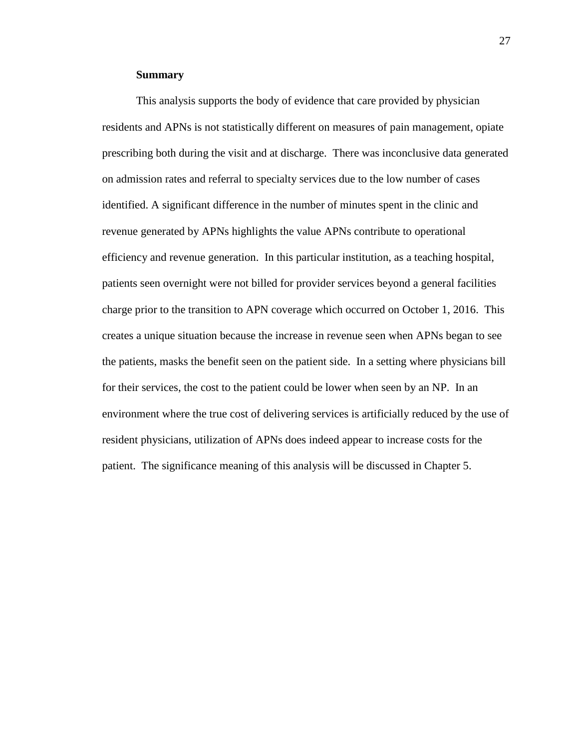### Summary

This analysis supports the body of evidence that care provided by physician residents and APNs is not statistically different on measures of pain management, opiate prescribing both during the visit and at discharge. There was inconclusive data generated on admission rates and referral to specialty services due to the low number of cases identified. A significant difference in the number of minutes spent in the clinic and revenue generated by APNs highlights the value APNs contribute to operational efficiency and revenue generation. In this particular institution, as a teaching hospital, patients seen overnight were not billed for provider services beyond a general facilities charge prior to the transition to APN coverage which occurred on October 1, 2016. This creates a unique situation because the increase in revenue seen when APNs began to see the patients, masks the benefit seen on the patient side. In a setting where physicians bill for their services, the cost to the patient could be lower when seen by an NP. In an environment where the true cost of delivering services is artificially reduced by the use of resident physicians, utilization of APNs does indeed appear to increase costs for the patient. The significance meaning of this analysis will be discussed in Chapter 5.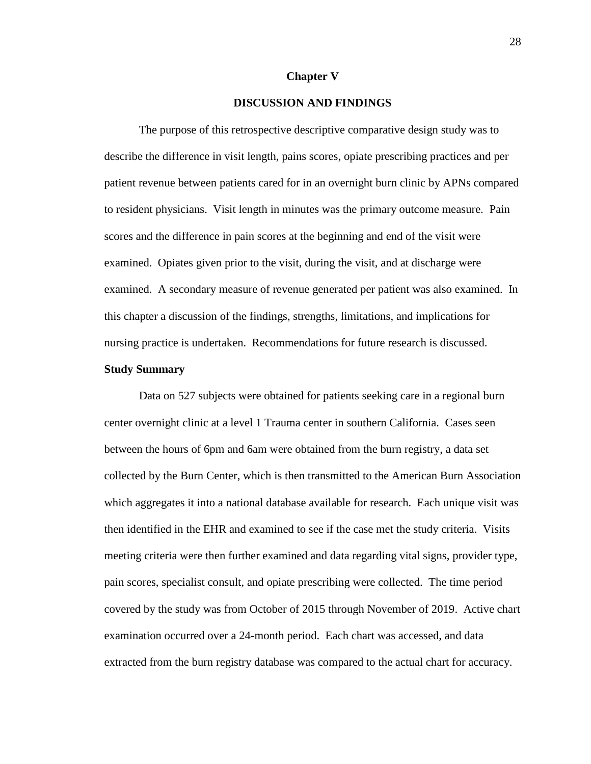## Chapter V

## DISCUSSION AND FINDINGS

The purpose of this retrospective descriptive comparative design study was to describe the difference in visit length, pains scores, opiate prescribing practices and per patient revenue between patients cared for in an overnight burn clinic by APNs compared to resident physicians. Visit length in minutes was the primary outcome measure. Pain scores and the difference in pain scores at the beginning and end of the visit were examined. Opiates given prior to the visit, during the visit, and at discharge were examined. A secondary measure of revenue generated per patient was also examined. In this chapter a discussion of the findings, strengths, limitations, and implications for nursing practice is undertaken. Recommendations for future research is discussed.

### Study Summary

Data on 527 subjects were obtained for patients seeking care in a regional burn center overnight clinic at a level 1 Trauma center in southern California. Cases seen between the hours of 6pm and 6am were obtained from the burn registry, a data set collected by the Burn Center, which is then transmitted to the American Burn Association which aggregates it into a national database available for research. Each unique visit was then identified in the EHR and examined to see if the case met the study criteria. Visits meeting criteria were then further examined and data regarding vital signs, provider type, pain scores, specialist consult, and opiate prescribing were collected. The time period covered by the study was from October of 2015 through November of 2019. Active chart examination occurred over a 24-month period. Each chart was accessed, and data extracted from the burn registry database was compared to the actual chart for accuracy.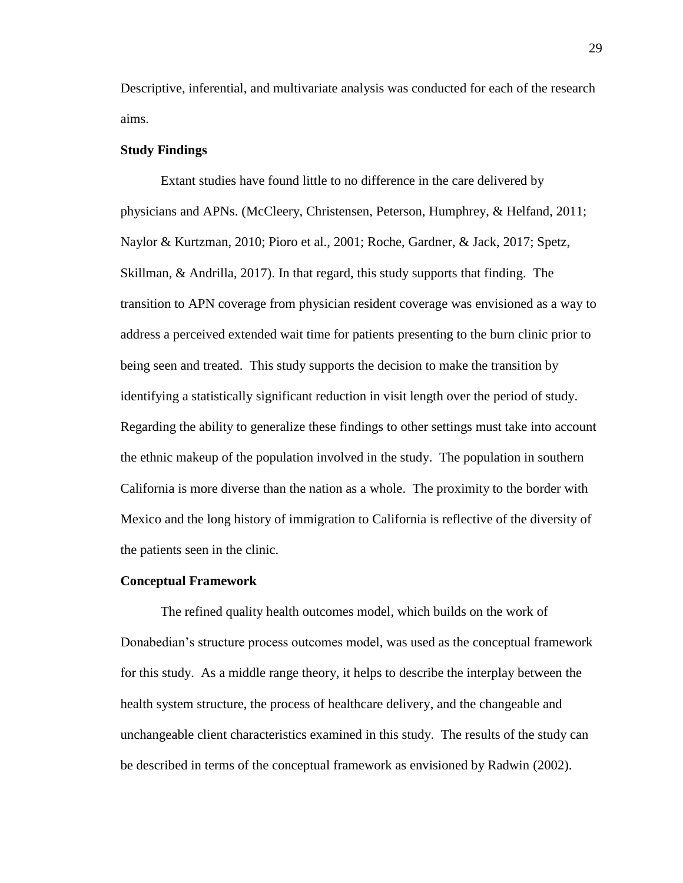Descriptive, inferential, and multivariate analysis was conducted for each of the research aims.

**Study Findings**

Extant studies have found little to no difference in the care delivered by physicians and APNs. (McCleery, Christensen, Peterson, Humphrey, & Helfand, 2011; Naylor & Kurtzman, 2010; Pioro et al., 2001; Roche, Gardner, & Jack, 2017; Spetz, Skillman, & Andrilla, 2017). In that regard, this study supports that finding. The transition to APN coverage from physician resident coverage was envisioned as a way to address a perceived extended wait time for patients presenting to the burn clinic prior to being seen and treated. This study supports the decision to make the transition by identifying a statistically significant reduction in visit length over the period of study. Regarding the ability to generalize these findings to other settings must take into account the ethnic makeup of the population involved in the study. The population in southern California is more diverse than the nation as a whole. The proximity to the border with Mexico and the long history of immigration to California is reflective of the diversity of the patients seen in the clinic.

**Conceptual Framework**

The refined quality health outcomes model, which builds on the work of Donabedian's structure process outcomes model, was used as the conceptual framework for this study. As a middle range theory, it helps to describe the interplay between the health system structure, the process of healthcare delivery, and the changeable and unchangeable client characteristics examined in this study. The results of the study can be described in terms of the conceptual framework as envisioned by Radwin (2002).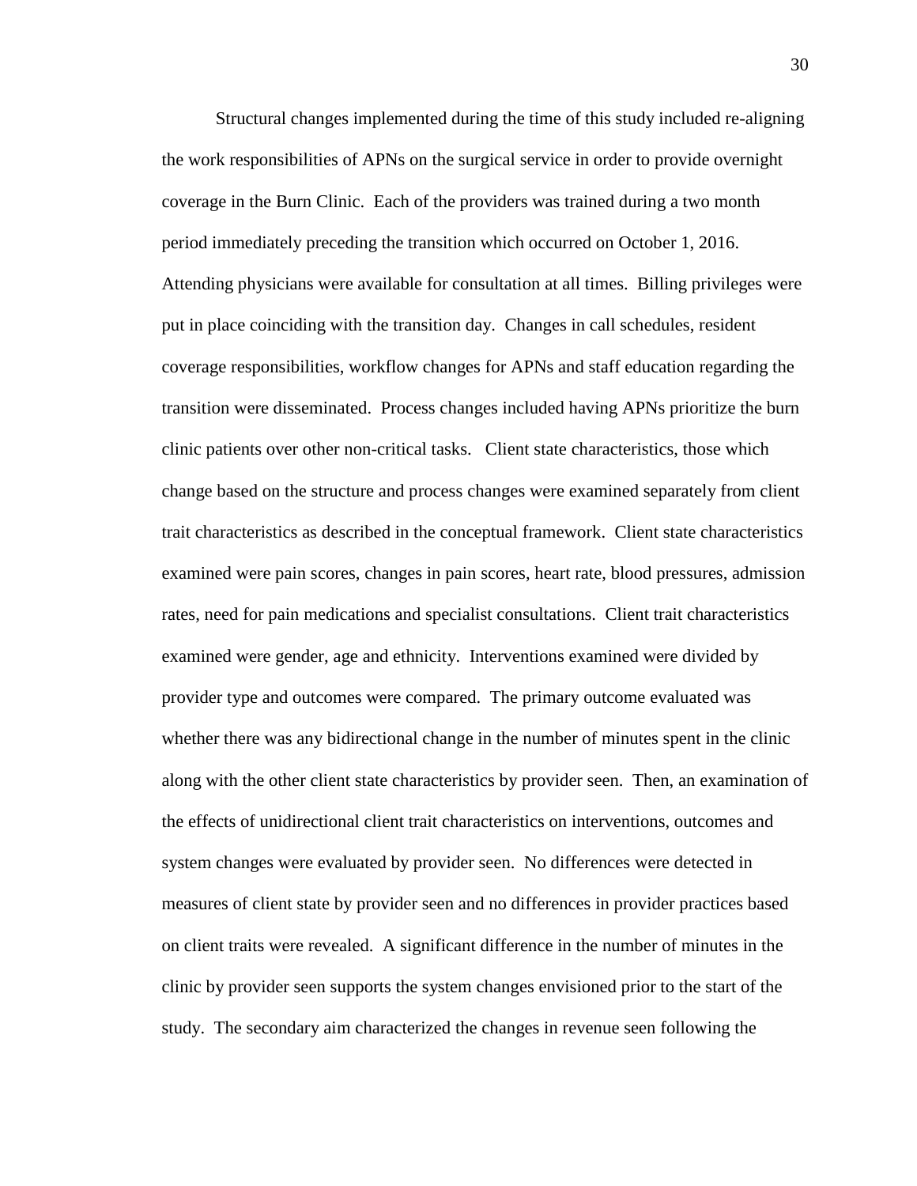Structural changes implemented during the time of this study included re-aligning the work responsibilities of APNs on the surgical service in order to provide overnight coverage in the Burn Clinic. Each of the providers was trained during a two month period immediately preceding the transition which occurred on October 1, 2016. Attending physicians were available for consultation at all times. Billing privileges were put in place coinciding with the transition day. Changes in call schedules, resident coverage responsibilities, workflow changes for APNs and staff education regarding the transition were disseminated. Process changes included having APNs prioritize the burn clinic patients over other non-critical tasks. Client state characteristics, those which change based on the structure and process changes were examined separately from client trait characteristics as described in the conceptual framework. Client state characteristics examined were pain scores, changes in pain scores, heart rate, blood pressures, admission rates, need for pain medications and specialist consultations. Client trait characteristics examined were gender, age and ethnicity. Interventions examined were divided by provider type and outcomes were compared. The primary outcome evaluated was whether there was any bidirectional change in the number of minutes spent in the clinic along with the other client state characteristics by provider seen. Then, an examination of the effects of unidirectional client trait characteristics on interventions, outcomes and system changes were evaluated by provider seen. No differences were detected in measures of client state by provider seen and no differences in provider practices based on client traits were revealed. A significant difference in the number of minutes in the clinic by provider seen supports the system changes envisioned prior to the start of the study. The secondary aim characterized the changes in revenue seen following the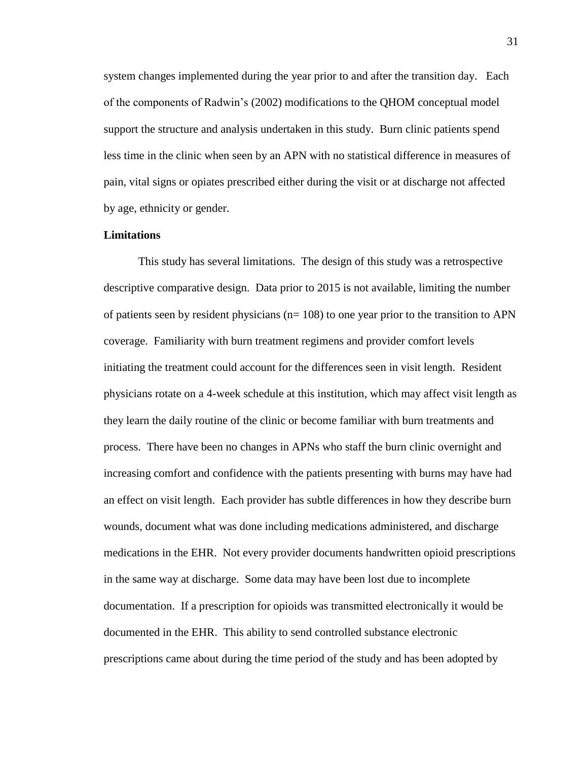system changes implemented during the year prior to and after the transition day. Each of the components of Radwin's (2002) modifications to the QHOM conceptual model support the structure and analysis undertaken in this study. Burn clinic patients spend less time in the clinic when seen by an APN with no statistical difference in measures of pain, vital signs or opiates prescribed either during the visit or at discharge not affected by age, ethnicity or gender.

**Limitations**

This study has several limitations. The design of this study was a retrospective descriptive comparative design. Data prior to 2015 is not available, limiting the number of patients seen by resident physicians (n= 108) to one year prior to the transition to APN coverage. Familiarity with burn treatment regimens and provider comfort levels initiating the treatment could account for the differences seen in visit length. Resident physicians rotate on a 4-week schedule at this institution, which may affect visit length as they learn the daily routine of the clinic or become familiar with burn treatments and process. There have been no changes in APNs who staff the burn clinic overnight and increasing comfort and confidence with the patients presenting with burns may have had an effect on visit length. Each provider has subtle differences in how they describe burn wounds, document what was done including medications administered, and discharge medications in the EHR. Not every provider documents handwritten opioid prescriptions in the same way at discharge. Some data may have been lost due to incomplete documentation. If a prescription for opioids was transmitted electronically it would be documented in the EHR. This ability to send controlled substance electronic prescriptions came about during the time period of the study and has been adopted by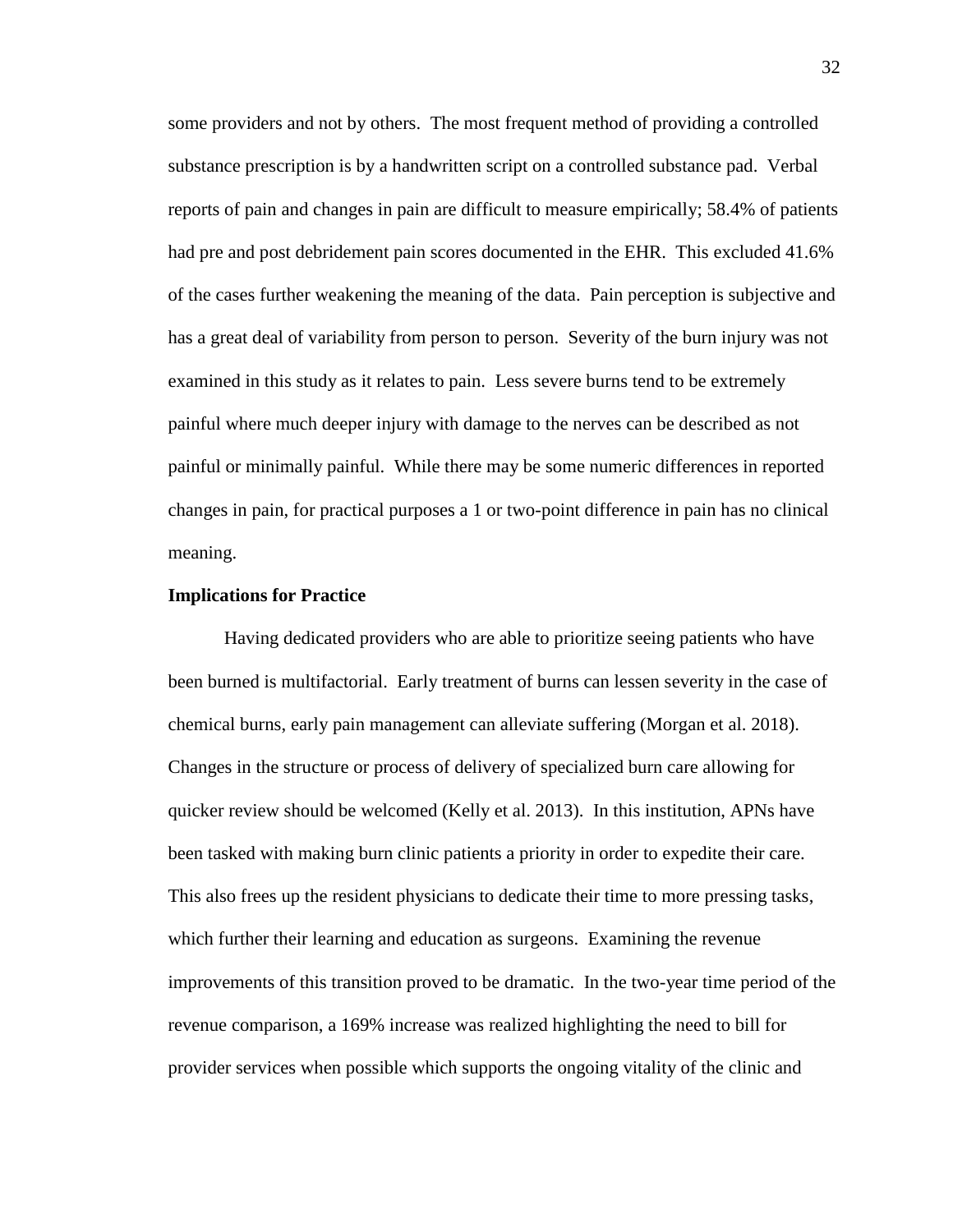some providers and not by others. The most frequent method of providing a controlled substance prescription is by a handwritten script on a controlled substance pad. Verbal reports of pain and changes in pain are difficult to measure empirically; 58.4% of patients had pre and post debridement pain scores documented in the EHR. This excluded 41.6% of the cases further weakening the meaning of the data. Pain perception is subjective and has a great deal of variability from person to person. Severity of the burn injury was not examined in this study as it relates to pain. Less severe burns tend to be extremely painful where much deeper injury with damage to the nerves can be described as not painful or minimally painful. While there may be some numeric differences in reported changes in pain, for practical purposes a 1 or two-point difference in pain has no clinical meaning.

**Implications for Practice**

Having dedicated providers who are able to prioritize seeing patients who have been burned is multifactorial. Early treatment of burns can lessen severity in the case of chemical burns, early pain management can alleviate suffering (Morgan et al. 2018). Changes in the structure or process of delivery of specialized burn care allowing for quicker review should be welcomed (Kelly et al. 2013). In this institution, APNs have been tasked with making burn clinic patients a priority in order to expedite their care. This also frees up the resident physicians to dedicate their time to more pressing tasks, which further their learning and education as surgeons. Examining the revenue improvements of this transition proved to be dramatic. In the two-year time period of the revenue comparison, a 169% increase was realized highlighting the need to bill for provider services when possible which supports the ongoing vitality of the clinic and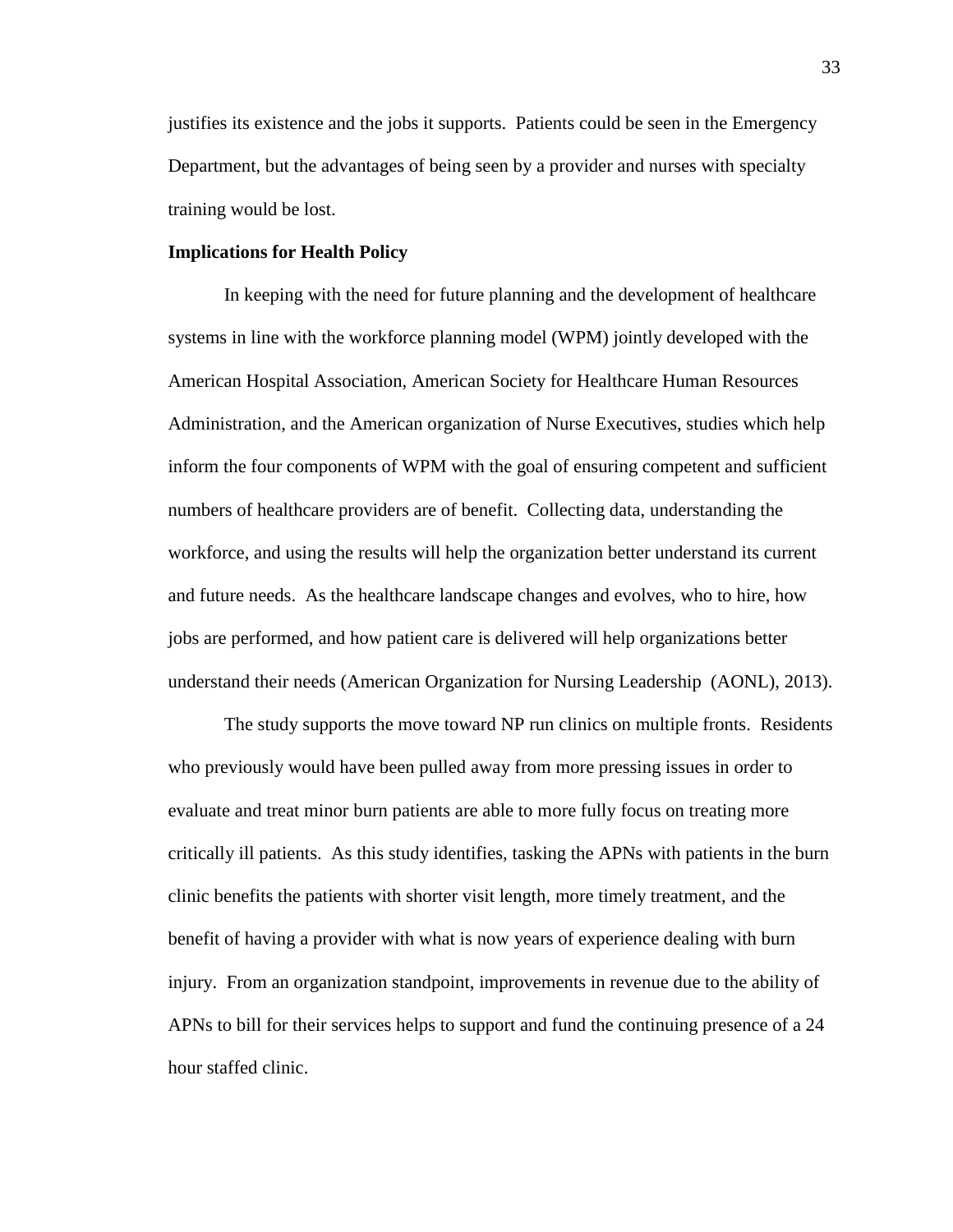justifies its existence and the jobs it supports. Patients could be seen in the Emergency Department, but the advantages of being seen by a provider and nurses with specialty training would be lost.

## Implications for Health Policy

In keeping with the need for future planning and the development of healthcare systems in line with the workforce planning model (WPM) jointly developed with the American Hospital Association, American Society for Healthcare Human Resources Administration, and the American organization of Nurse Executives, studies which help inform the four components of WPM with the goal of ensuring competent and sufficient numbers of healthcare providers are of benefit. Collecting data, understanding the workforce, and using the results will help the organization better understand its current and future needs. As the healthcare landscape changes and evolves, who to hire, how jobs are performed, and how patient care is delivered will help organizations better understand their needs (American Organization for Nursing Leadership (AONL), 2013).

The study supports the move toward NP run clinics on multiple fronts. Residents who previously would have been pulled away from more pressing issues in order to evaluate and treat minor burn patients are able to more fully focus on treating more critically ill patients. As this study identifies, tasking the APNs with patients in the burn clinic benefits the patients with shorter visit length, more timely treatment, and the benefit of having a provider with what is now years of experience dealing with burn injury. From an organization standpoint, improvements in revenue due to the ability of APNs to bill for their services helps to support and fund the continuing presence of a 24 hour staffed clinic.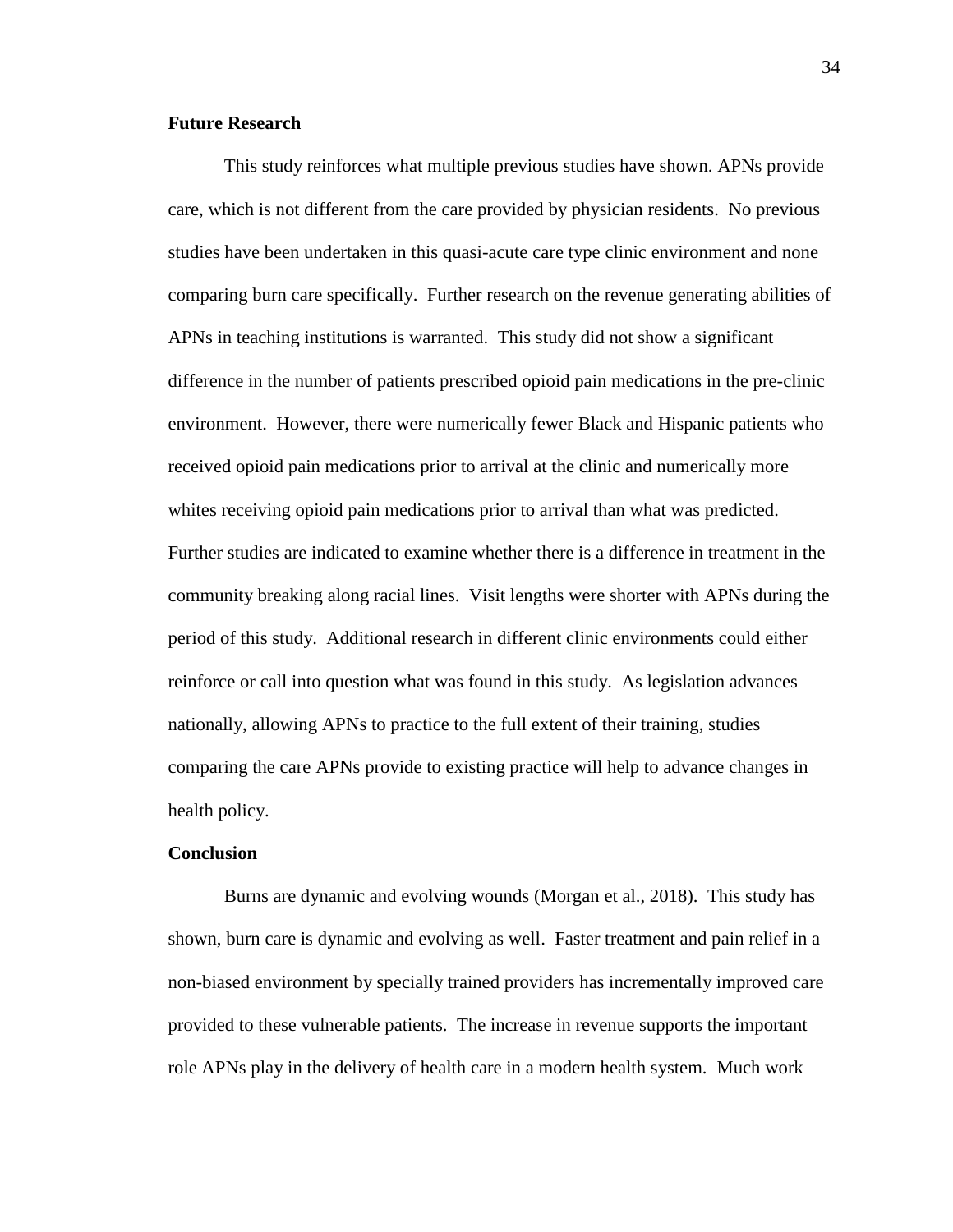**Future Research**

This study reinforces what multiple previous studies have shown. APNs provide care, which is not different from the care provided by physician residents. No previous studies have been undertaken in this quasi-acute care type clinic environment and none comparing burn care specifically. Further research on the revenue generating abilities of APNs in teaching institutions is warranted. This study did not show a significant difference in the number of patients prescribed opioid pain medications in the pre-clinic environment. However, there were numerically fewer Black and Hispanic patients who received opioid pain medications prior to arrival at the clinic and numerically more whites receiving opioid pain medications prior to arrival than what was predicted. Further studies are indicated to examine whether there is a difference in treatment in the community breaking along racial lines. Visit lengths were shorter with APNs during the period of this study. Additional research in different clinic environments could either reinforce or call into question what was found in this study. As legislation advances nationally, allowing APNs to practice to the full extent of their training, studies comparing the care APNs provide to existing practice will help to advance changes in health policy.

**Conclusion**

Burns are dynamic and evolving wounds (Morgan et al., 2018). This study has shown, burn care is dynamic and evolving as well. Faster treatment and pain relief in a non-biased environment by specially trained providers has incrementally improved care provided to these vulnerable patients. The increase in revenue supports the important role APNs play in the delivery of health care in a modern health system. Much work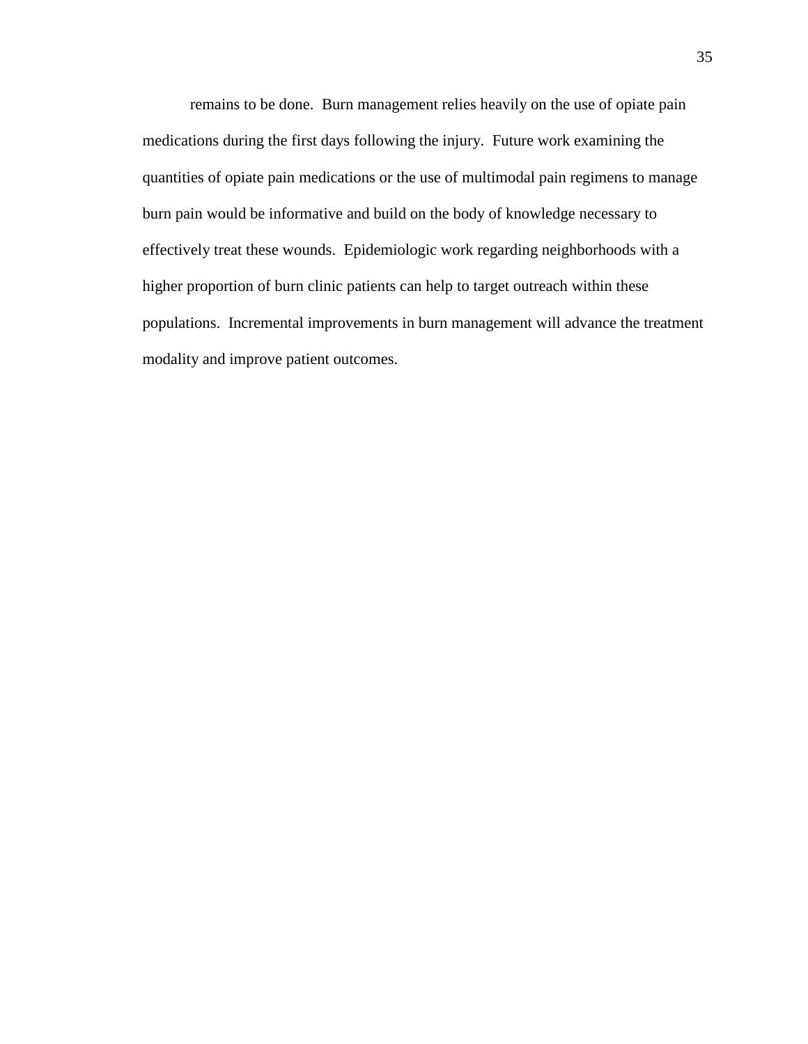remains to be done.  Burn management relies heavily on the use of opiate pain medications during the first days following the injury.  Future work examining the quantities of opiate pain medications or the use of multimodal pain regimens to manage burn pain would be informative and build on the body of knowledge necessary to effectively treat these wounds.  Epidemiologic work regarding neighborhoods with a higher proportion of burn clinic patients can help to target outreach within these populations.  Incremental improvements in burn management will advance the treatment modality and improve patient outcomes.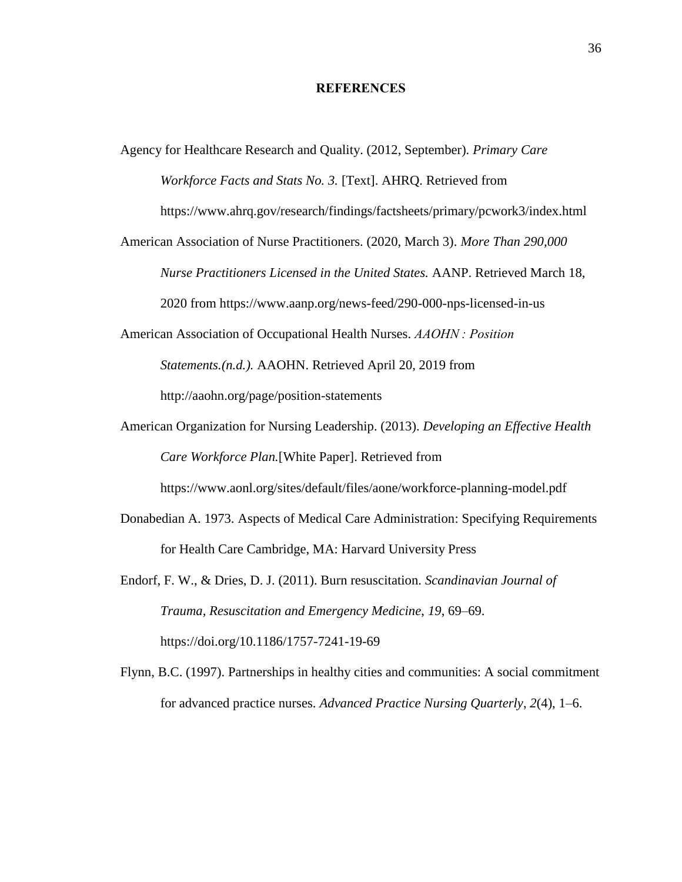# REFERENCES

Agency for Healthcare Research and Quality. (2012, September). *Primary Care Workforce Facts and Stats No. 3.* [Text]. AHRQ. Retrieved from https://www.ahrq.gov/research/findings/factsheets/primary/pcwork3/index.html

American Association of Nurse Practitioners. (2020, March 3). *More Than 290,000 Nurse Practitioners Licensed in the United States.* AANP. Retrieved March 18, 2020 from https://www.aanp.org/news-feed/290-000-nps-licensed-in-us

American Association of Occupational Health Nurses. *AAOHN : Position Statements.(n.d.).* AAOHN. Retrieved April 20, 2019 from http://aaohn.org/page/position-statements

American Organization for Nursing Leadership. (2013). *Developing an Effective Health Care Workforce Plan.*[White Paper]. Retrieved from https://www.aonl.org/sites/default/files/aone/workforce-planning-model.pdf

Donabedian A. 1973. Aspects of Medical Care Administration: Specifying Requirements for Health Care Cambridge, MA: Harvard University Press

Endorf, F. W., & Dries, D. J. (2011). Burn resuscitation. *Scandinavian Journal of Trauma, Resuscitation and Emergency Medicine*, *19*, 69–69. https://doi.org/10.1186/1757-7241-19-69

Flynn, B.C. (1997). Partnerships in healthy cities and communities: A social commitment for advanced practice nurses. *Advanced Practice Nursing Quarterly*, *2*(4), 1–6.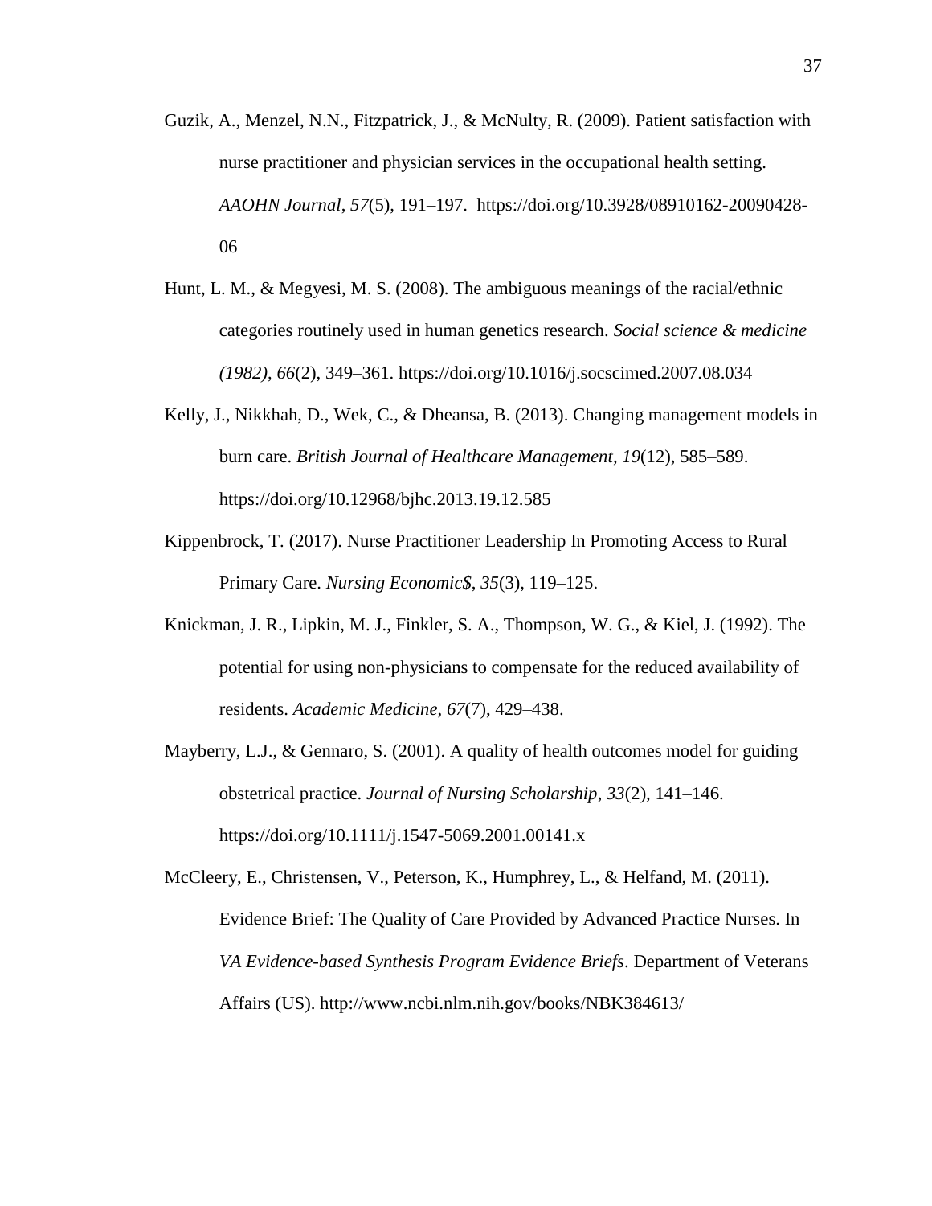Guzik, A., Menzel, N.N., Fitzpatrick, J., & McNulty, R. (2009). Patient satisfaction with nurse practitioner and physician services in the occupational health setting. *AAOHN Journal*, *57*(5), 191–197. https://doi.org/10.3928/08910162-20090428-06

Hunt, L. M., & Megyesi, M. S. (2008). The ambiguous meanings of the racial/ethnic categories routinely used in human genetics research. *Social science & medicine (1982)*, *66*(2), 349–361. https://doi.org/10.1016/j.socscimed.2007.08.034

Kelly, J., Nikkhah, D., Wek, C., & Dheansa, B. (2013). Changing management models in burn care. *British Journal of Healthcare Management*, *19*(12), 585–589. https://doi.org/10.12968/bjhc.2013.19.12.585

Kippenbrock, T. (2017). Nurse Practitioner Leadership In Promoting Access to Rural Primary Care. *Nursing Economic$*, *35*(3), 119–125.

Knickman, J. R., Lipkin, M. J., Finkler, S. A., Thompson, W. G., & Kiel, J. (1992). The potential for using non-physicians to compensate for the reduced availability of residents. *Academic Medicine*, *67*(7), 429–438.

Mayberry, L.J., & Gennaro, S. (2001). A quality of health outcomes model for guiding obstetrical practice. *Journal of Nursing Scholarship*, *33*(2), 141–146. https://doi.org/10.1111/j.1547-5069.2001.00141.x

McCleery, E., Christensen, V., Peterson, K., Humphrey, L., & Helfand, M. (2011). Evidence Brief: The Quality of Care Provided by Advanced Practice Nurses. In *VA Evidence-based Synthesis Program Evidence Briefs*. Department of Veterans Affairs (US). http://www.ncbi.nlm.nih.gov/books/NBK384613/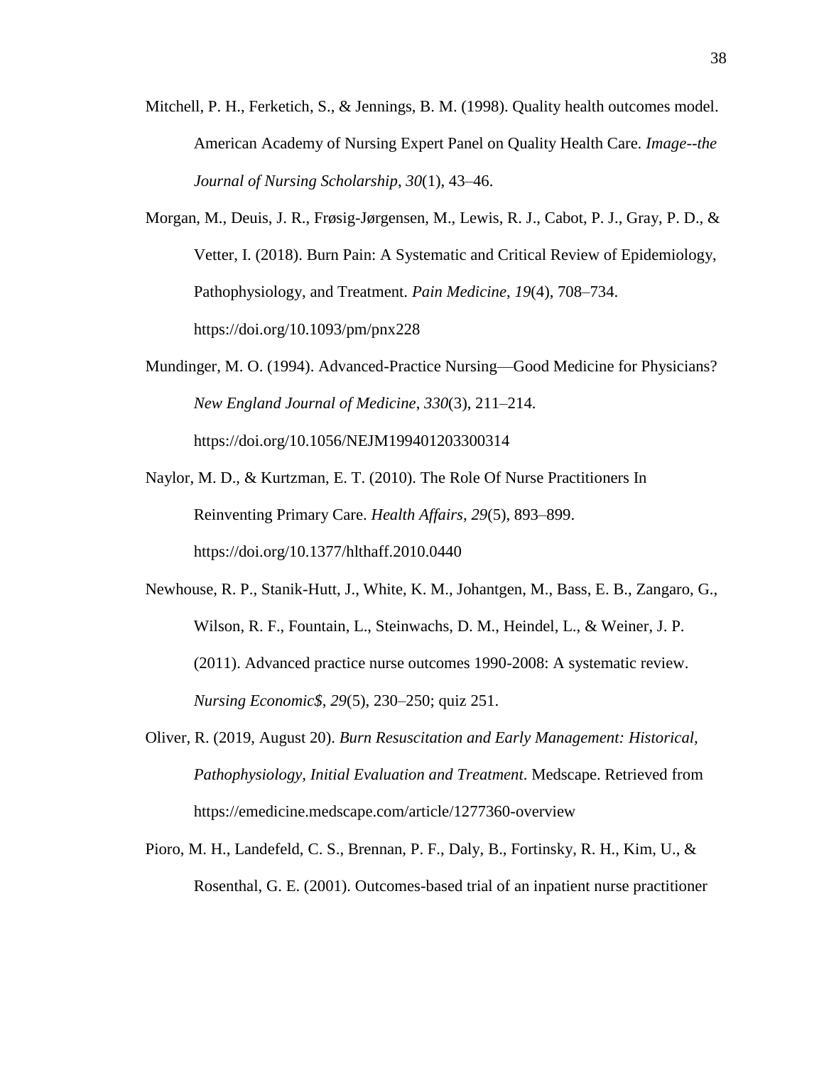Mitchell, P. H., Ferketich, S., & Jennings, B. M. (1998). Quality health outcomes model. American Academy of Nursing Expert Panel on Quality Health Care. *Image--the Journal of Nursing Scholarship*, *30*(1), 43–46.

Morgan, M., Deuis, J. R., Frøsig-Jørgensen, M., Lewis, R. J., Cabot, P. J., Gray, P. D., & Vetter, I. (2018). Burn Pain: A Systematic and Critical Review of Epidemiology, Pathophysiology, and Treatment. *Pain Medicine*, *19*(4), 708–734. https://doi.org/10.1093/pm/pnx228

Mundinger, M. O. (1994). Advanced-Practice Nursing—Good Medicine for Physicians? *New England Journal of Medicine*, *330*(3), 211–214. https://doi.org/10.1056/NEJM199401203300314

Naylor, M. D., & Kurtzman, E. T. (2010). The Role Of Nurse Practitioners In Reinventing Primary Care. *Health Affairs*, *29*(5), 893–899. https://doi.org/10.1377/hlthaff.2010.0440

Newhouse, R. P., Stanik-Hutt, J., White, K. M., Johantgen, M., Bass, E. B., Zangaro, G., Wilson, R. F., Fountain, L., Steinwachs, D. M., Heindel, L., & Weiner, J. P. (2011). Advanced practice nurse outcomes 1990-2008: A systematic review. *Nursing Economic$*, *29*(5), 230–250; quiz 251.

Oliver, R. (2019, August 20). *Burn Resuscitation and Early Management: Historical, Pathophysiology, Initial Evaluation and Treatment*. Medscape. Retrieved from https://emedicine.medscape.com/article/1277360-overview

Pioro, M. H., Landefeld, C. S., Brennan, P. F., Daly, B., Fortinsky, R. H., Kim, U., & Rosenthal, G. E. (2001). Outcomes-based trial of an inpatient nurse practitioner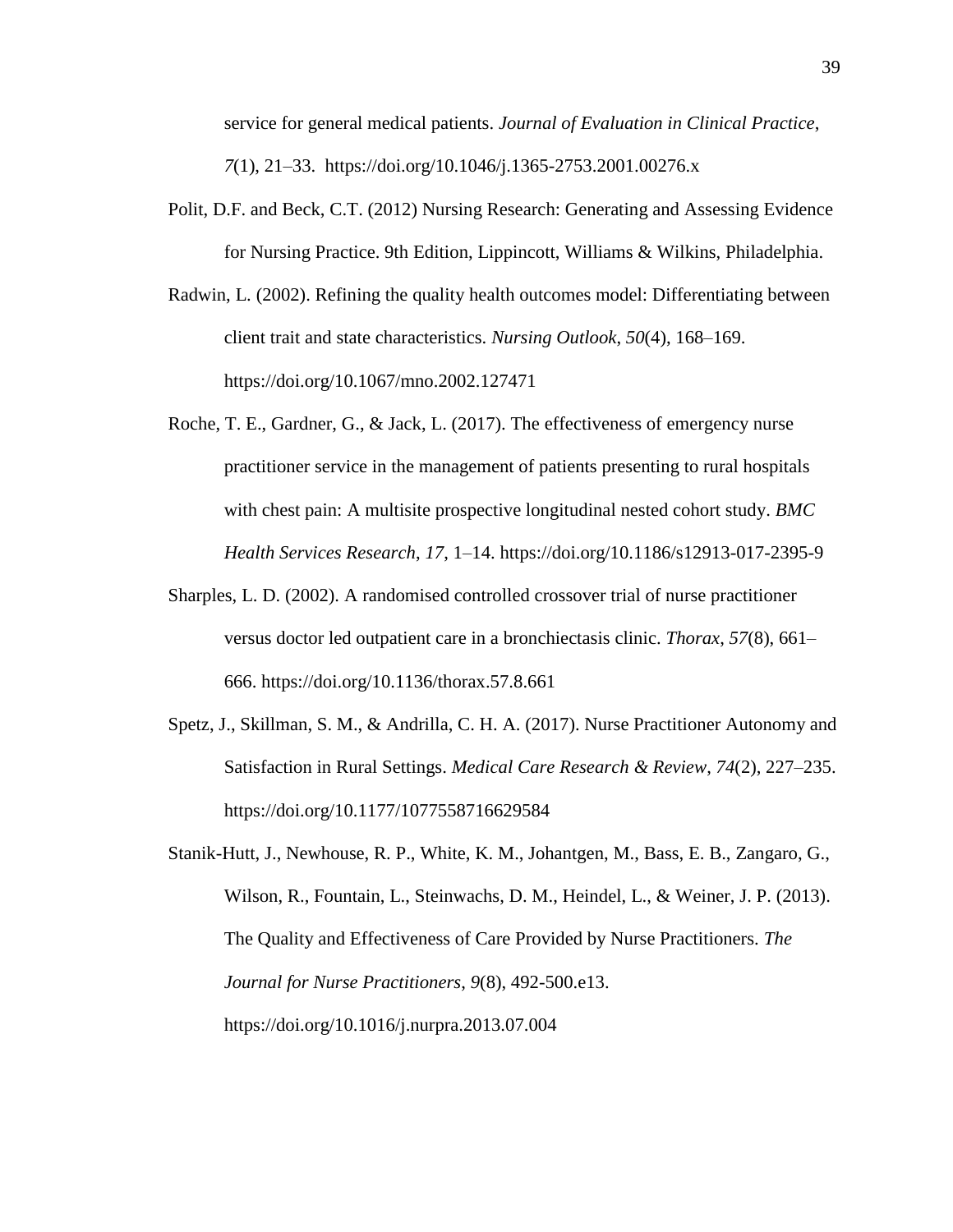service for general medical patients. *Journal of Evaluation in Clinical Practice*, *7*(1), 21–33. https://doi.org/10.1046/j.1365-2753.2001.00276.x

Polit, D.F. and Beck, C.T. (2012) Nursing Research: Generating and Assessing Evidence for Nursing Practice. 9th Edition, Lippincott, Williams & Wilkins, Philadelphia.

Radwin, L. (2002). Refining the quality health outcomes model: Differentiating between client trait and state characteristics. *Nursing Outlook*, *50*(4), 168–169. https://doi.org/10.1067/mno.2002.127471

Roche, T. E., Gardner, G., & Jack, L. (2017). The effectiveness of emergency nurse practitioner service in the management of patients presenting to rural hospitals with chest pain: A multisite prospective longitudinal nested cohort study. *BMC Health Services Research*, *17*, 1–14. https://doi.org/10.1186/s12913-017-2395-9

Sharples, L. D. (2002). A randomised controlled crossover trial of nurse practitioner versus doctor led outpatient care in a bronchiectasis clinic. *Thorax*, *57*(8), 661–666. https://doi.org/10.1136/thorax.57.8.661

Spetz, J., Skillman, S. M., & Andrilla, C. H. A. (2017). Nurse Practitioner Autonomy and Satisfaction in Rural Settings. *Medical Care Research & Review*, *74*(2), 227–235. https://doi.org/10.1177/1077558716629584

Stanik-Hutt, J., Newhouse, R. P., White, K. M., Johantgen, M., Bass, E. B., Zangaro, G., Wilson, R., Fountain, L., Steinwachs, D. M., Heindel, L., & Weiner, J. P. (2013). The Quality and Effectiveness of Care Provided by Nurse Practitioners. *The Journal for Nurse Practitioners*, *9*(8), 492-500.e13. https://doi.org/10.1016/j.nurpra.2013.07.004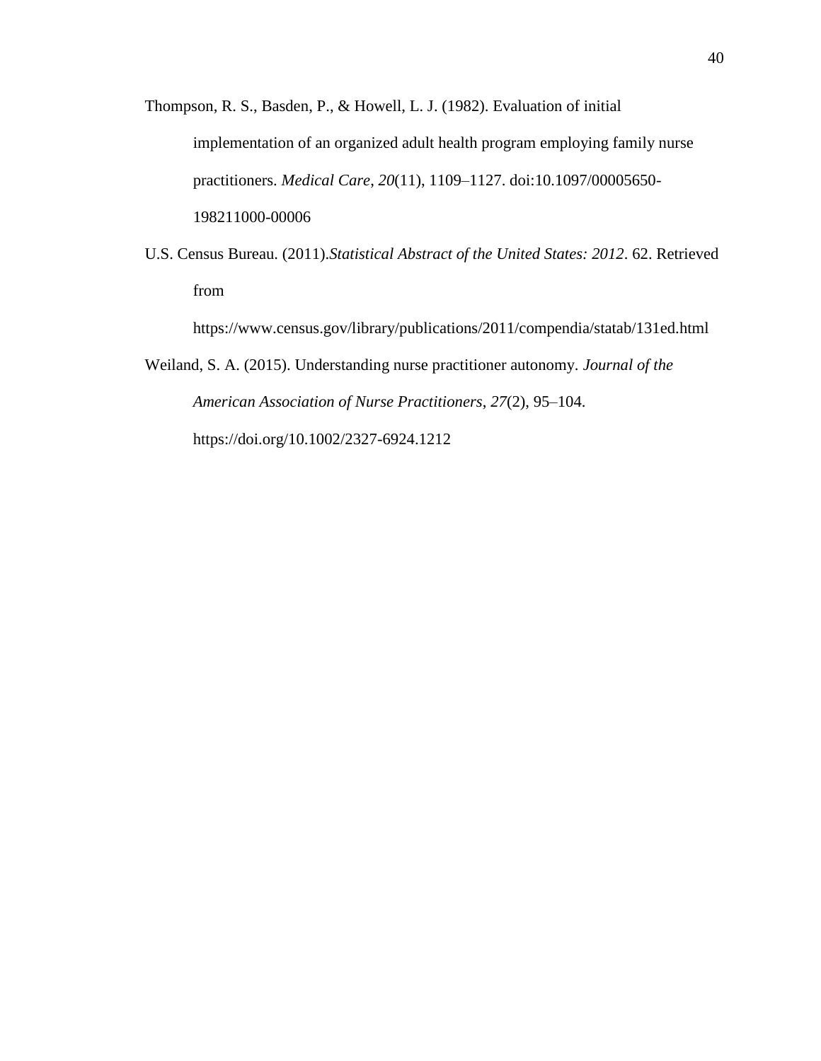Thompson, R. S., Basden, P., & Howell, L. J. (1982). Evaluation of initial implementation of an organized adult health program employing family nurse practitioners. *Medical Care*, *20*(11), 1109–1127. doi:10.1097/00005650-198211000-00006

U.S. Census Bureau. (2011).*Statistical Abstract of the United States: 2012*. 62. Retrieved from https://www.census.gov/library/publications/2011/compendia/statab/131ed.html

Weiland, S. A. (2015). Understanding nurse practitioner autonomy. *Journal of the American Association of Nurse Practitioners*, *27*(2), 95–104. https://doi.org/10.1002/2327-6924.1212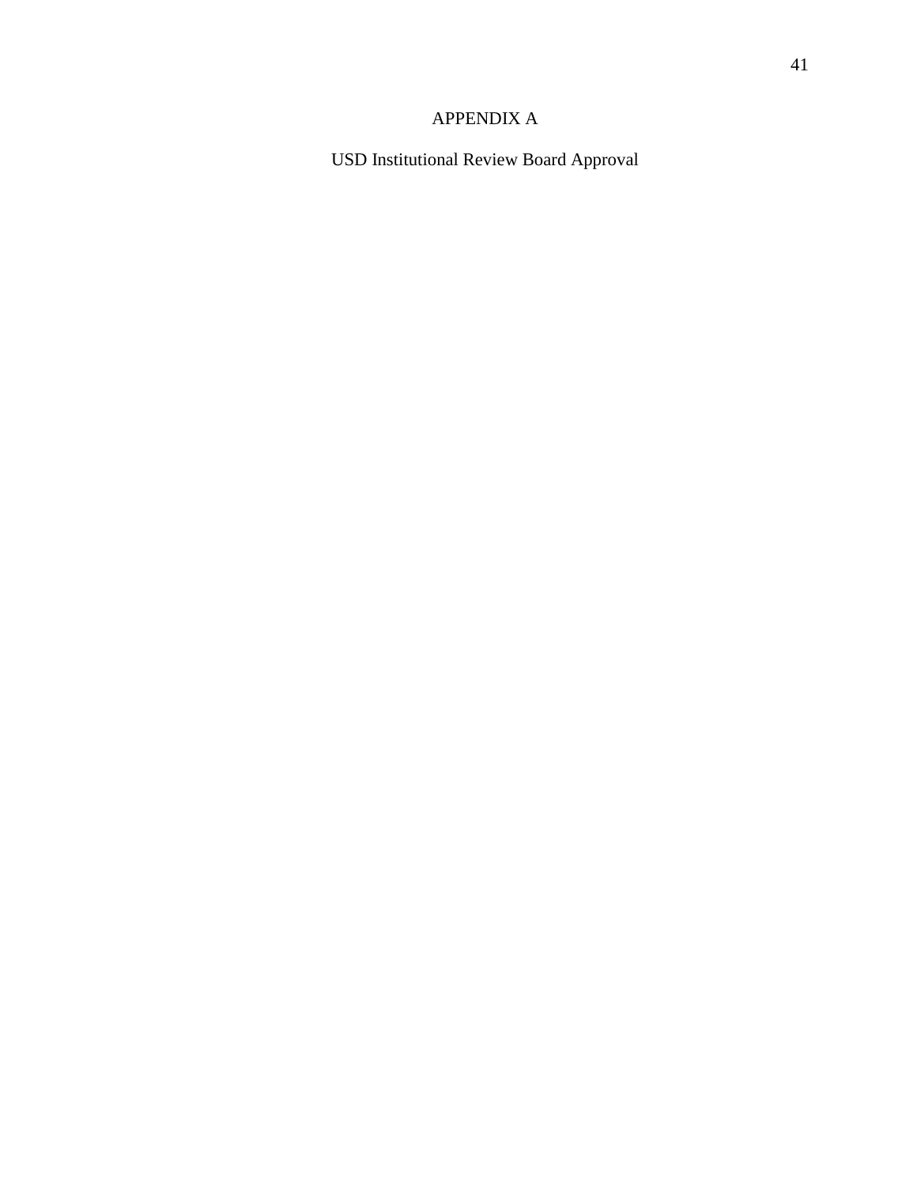# APPENDIX A

## USD Institutional Review Board Approval